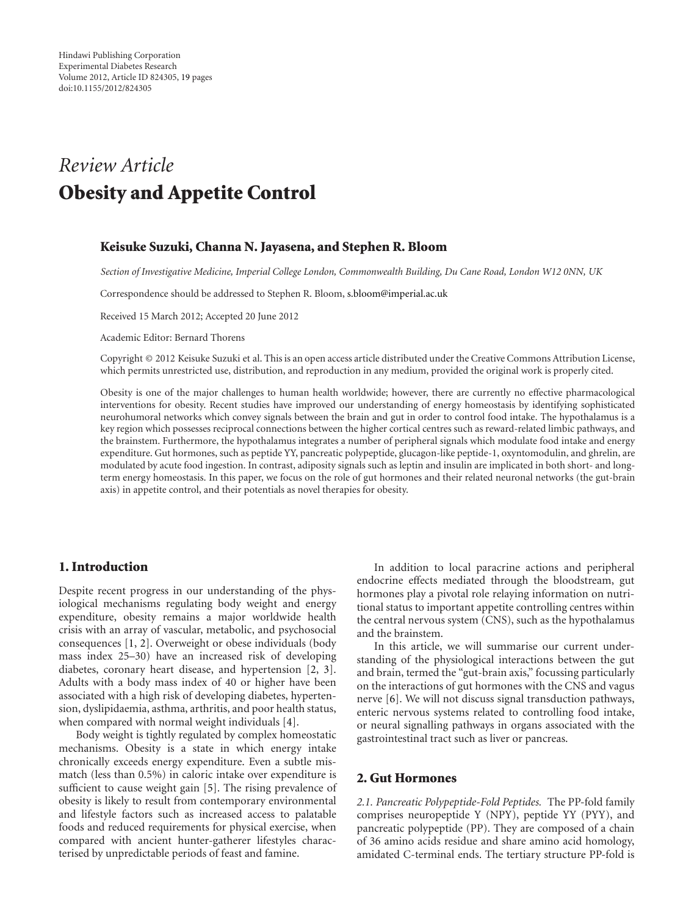Hindawi Publishing Corporation
Experimental Diabetes Research
Volume 2012, Article ID 824305, 19 pages
doi:10.1155/2012/824305

*Review Article*

# Obesity and Appetite Control

**Keisuke Suzuki, Channa N. Jayasena, and Stephen R. Bloom**

*Section of Investigative Medicine, Imperial College London, Commonwealth Building, Du Cane Road, London W12 0NN, UK*

Correspondence should be addressed to Stephen R. Bloom, s.bloom@imperial.ac.uk

Received 15 March 2012; Accepted 20 June 2012

Academic Editor: Bernard Thorens

Copyright © 2012 Keisuke Suzuki et al. This is an open access article distributed under the Creative Commons Attribution License, which permits unrestricted use, distribution, and reproduction in any medium, provided the original work is properly cited.

Obesity is one of the major challenges to human health worldwide; however, there are currently no effective pharmacological interventions for obesity. Recent studies have improved our understanding of energy homeostasis by identifying sophisticated neurohumoral networks which convey signals between the brain and gut in order to control food intake. The hypothalamus is a key region which possesses reciprocal connections between the higher cortical centres such as reward-related limbic pathways, and the brainstem. Furthermore, the hypothalamus integrates a number of peripheral signals which modulate food intake and energy expenditure. Gut hormones, such as peptide YY, pancreatic polypeptide, glucagon-like peptide-1, oxyntomodulin, and ghrelin, are modulated by acute food ingestion. In contrast, adiposity signals such as leptin and insulin are implicated in both short- and long-term energy homeostasis. In this paper, we focus on the role of gut hormones and their related neuronal networks (the gut-brain axis) in appetite control, and their potentials as novel therapies for obesity.

## 1. Introduction

Despite recent progress in our understanding of the physiological mechanisms regulating body weight and energy expenditure, obesity remains a major worldwide health crisis with an array of vascular, metabolic, and psychosocial consequences [1, 2]. Overweight or obese individuals (body mass index 25–30) have an increased risk of developing diabetes, coronary heart disease, and hypertension [2, 3]. Adults with a body mass index of 40 or higher have been associated with a high risk of developing diabetes, hypertension, dyslipidaemia, asthma, arthritis, and poor health status, when compared with normal weight individuals [4].

Body weight is tightly regulated by complex homeostatic mechanisms. Obesity is a state in which energy intake chronically exceeds energy expenditure. Even a subtle mismatch (less than 0.5%) in caloric intake over expenditure is sufficient to cause weight gain [5]. The rising prevalence of obesity is likely to result from contemporary environmental and lifestyle factors such as increased access to palatable foods and reduced requirements for physical exercise, when compared with ancient hunter-gatherer lifestyles characterised by unpredictable periods of feast and famine.

In addition to local paracrine actions and peripheral endocrine effects mediated through the bloodstream, gut hormones play a pivotal role relaying information on nutritional status to important appetite controlling centres within the central nervous system (CNS), such as the hypothalamus and the brainstem.

In this article, we will summarise our current understanding of the physiological interactions between the gut and brain, termed the "gut-brain axis," focussing particularly on the interactions of gut hormones with the CNS and vagus nerve [6]. We will not discuss signal transduction pathways, enteric nervous systems related to controlling food intake, or neural signalling pathways in organs associated with the gastrointestinal tract such as liver or pancreas.

## 2. Gut Hormones

*2.1. Pancreatic Polypeptide-Fold Peptides.* The PP-fold family comprises neuropeptide Y (NPY), peptide YY (PYY), and pancreatic polypeptide (PP). They are composed of a chain of 36 amino acids residue and share amino acid homology, amidated C-terminal ends. The tertiary structure PP-fold is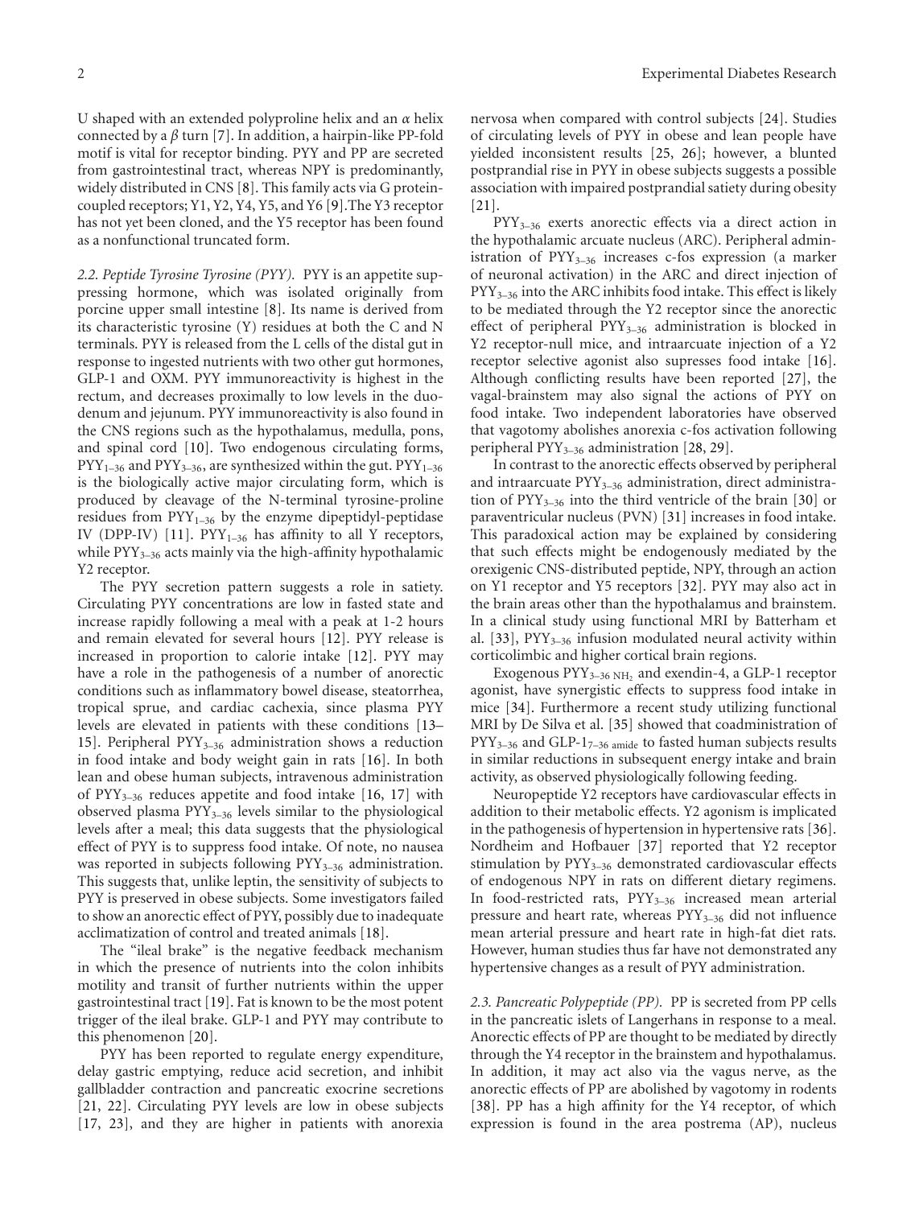U shaped with an extended polyproline helix and an $\alpha$ helix connected by a $\beta$ turn [7]. In addition, a hairpin-like PP-fold motif is vital for receptor binding. PYY and PP are secreted from gastrointestinal tract, whereas NPY is predominantly, widely distributed in CNS [8]. This family acts via G protein-coupled receptors; Y1, Y2, Y4, Y5, and Y6 [9].The Y3 receptor has not yet been cloned, and the Y5 receptor has been found as a nonfunctional truncated form.

*2.2. Peptide Tyrosine Tyrosine (PYY).* PYY is an appetite suppressing hormone, which was isolated originally from porcine upper small intestine [8]. Its name is derived from its characteristic tyrosine (Y) residues at both the C and N terminals. PYY is released from the L cells of the distal gut in response to ingested nutrients with two other gut hormones, GLP-1 and OXM. PYY immunoreactivity is highest in the rectum, and decreases proximally to low levels in the duodenum and jejunum. PYY immunoreactivity is also found in the CNS regions such as the hypothalamus, medulla, pons, and spinal cord [10]. Two endogenous circulating forms, $\text{PYY}_{1-36}$ and $\text{PYY}_{3-36}$, are synthesized within the gut. $\text{PYY}_{1-36}$ is the biologically active major circulating form, which is produced by cleavage of the N-terminal tyrosine-proline residues from $\text{PYY}_{1-36}$ by the enzyme dipeptidyl-peptidase IV (DPP-IV) [11]. $\text{PYY}_{1-36}$ has affinity to all Y receptors, while $\text{PYY}_{3-36}$ acts mainly via the high-affinity hypothalamic Y2 receptor.

The PYY secretion pattern suggests a role in satiety. Circulating PYY concentrations are low in fasted state and increase rapidly following a meal with a peak at 1-2 hours and remain elevated for several hours [12]. PYY release is increased in proportion to calorie intake [12]. PYY may have a role in the pathogenesis of a number of anorectic conditions such as inflammatory bowel disease, steatorrhea, tropical sprue, and cardiac cachexia, since plasma PYY levels are elevated in patients with these conditions [13–15]. Peripheral $\text{PYY}_{3-36}$ administration shows a reduction in food intake and body weight gain in rats [16]. In both lean and obese human subjects, intravenous administration of $\text{PYY}_{3-36}$ reduces appetite and food intake [16, 17] with observed plasma $\text{PYY}_{3-36}$ levels similar to the physiological levels after a meal; this data suggests that the physiological effect of PYY is to suppress food intake. Of note, no nausea was reported in subjects following $\text{PYY}_{3-36}$ administration. This suggests that, unlike leptin, the sensitivity of subjects to PYY is preserved in obese subjects. Some investigators failed to show an anorectic effect of PYY, possibly due to inadequate acclimatization of control and treated animals [18].

The "ileal brake" is the negative feedback mechanism in which the presence of nutrients into the colon inhibits motility and transit of further nutrients within the upper gastrointestinal tract [19]. Fat is known to be the most potent trigger of the ileal brake. GLP-1 and PYY may contribute to this phenomenon [20].

PYY has been reported to regulate energy expenditure, delay gastric emptying, reduce acid secretion, and inhibit gallbladder contraction and pancreatic exocrine secretions [21, 22]. Circulating PYY levels are low in obese subjects [17, 23], and they are higher in patients with anorexia nervosa when compared with control subjects [24]. Studies of circulating levels of PYY in obese and lean people have yielded inconsistent results [25, 26]; however, a blunted postprandial rise in PYY in obese subjects suggests a possible association with impaired postprandial satiety during obesity [21].

$\text{PYY}_{3-36}$ exerts anorectic effects via a direct action in the hypothalamic arcuate nucleus (ARC). Peripheral administration of $\text{PYY}_{3-36}$ increases c-fos expression (a marker of neuronal activation) in the ARC and direct injection of $\text{PYY}_{3-36}$ into the ARC inhibits food intake. This effect is likely to be mediated through the Y2 receptor since the anorectic effect of peripheral $\text{PYY}_{3-36}$ administration is blocked in Y2 receptor-null mice, and intraarcuate injection of a Y2 receptor selective agonist also supresses food intake [16]. Although conflicting results have been reported [27], the vagal-brainstem may also signal the actions of PYY on food intake. Two independent laboratories have observed that vagotomy abolishes anorexia c-fos activation following peripheral $\text{PYY}_{3-36}$ administration [28, 29].

In contrast to the anorectic effects observed by peripheral and intraarcuate $\text{PYY}_{3-36}$ administration, direct administration of $\text{PYY}_{3-36}$ into the third ventricle of the brain [30] or paraventricular nucleus (PVN) [31] increases in food intake. This paradoxical action may be explained by considering that such effects might be endogenously mediated by the orexigenic CNS-distributed peptide, NPY, through an action on Y1 receptor and Y5 receptors [32]. PYY may also act in the brain areas other than the hypothalamus and brainstem. In a clinical study using functional MRI by Batterham et al. [33], $\text{PYY}_{3-36}$ infusion modulated neural activity within corticolimbic and higher cortical brain regions.

Exogenous $\text{PYY}_{3-36\,\text{NH}_2}$ and exendin-4, a GLP-1 receptor agonist, have synergistic effects to suppress food intake in mice [34]. Furthermore a recent study utilizing functional MRI by De Silva et al. [35] showed that coadministration of $\text{PYY}_{3-36}$ and $\text{GLP-1}_{7-36\ \text{amide}}$ to fasted human subjects results in similar reductions in subsequent energy intake and brain activity, as observed physiologically following feeding.

Neuropeptide Y2 receptors have cardiovascular effects in addition to their metabolic effects. Y2 agonism is implicated in the pathogenesis of hypertension in hypertensive rats [36]. Nordheim and Hofbauer [37] reported that Y2 receptor stimulation by $\text{PYY}_{3-36}$ demonstrated cardiovascular effects of endogenous NPY in rats on different dietary regimens. In food-restricted rats, $\text{PYY}_{3-36}$ increased mean arterial pressure and heart rate, whereas $\text{PYY}_{3-36}$ did not influence mean arterial pressure and heart rate in high-fat diet rats. However, human studies thus far have not demonstrated any hypertensive changes as a result of PYY administration.

*2.3. Pancreatic Polypeptide (PP).* PP is secreted from PP cells in the pancreatic islets of Langerhans in response to a meal. Anorectic effects of PP are thought to be mediated by directly through the Y4 receptor in the brainstem and hypothalamus. In addition, it may act also via the vagus nerve, as the anorectic effects of PP are abolished by vagotomy in rodents [38]. PP has a high affinity for the Y4 receptor, of which expression is found in the area postrema (AP), nucleus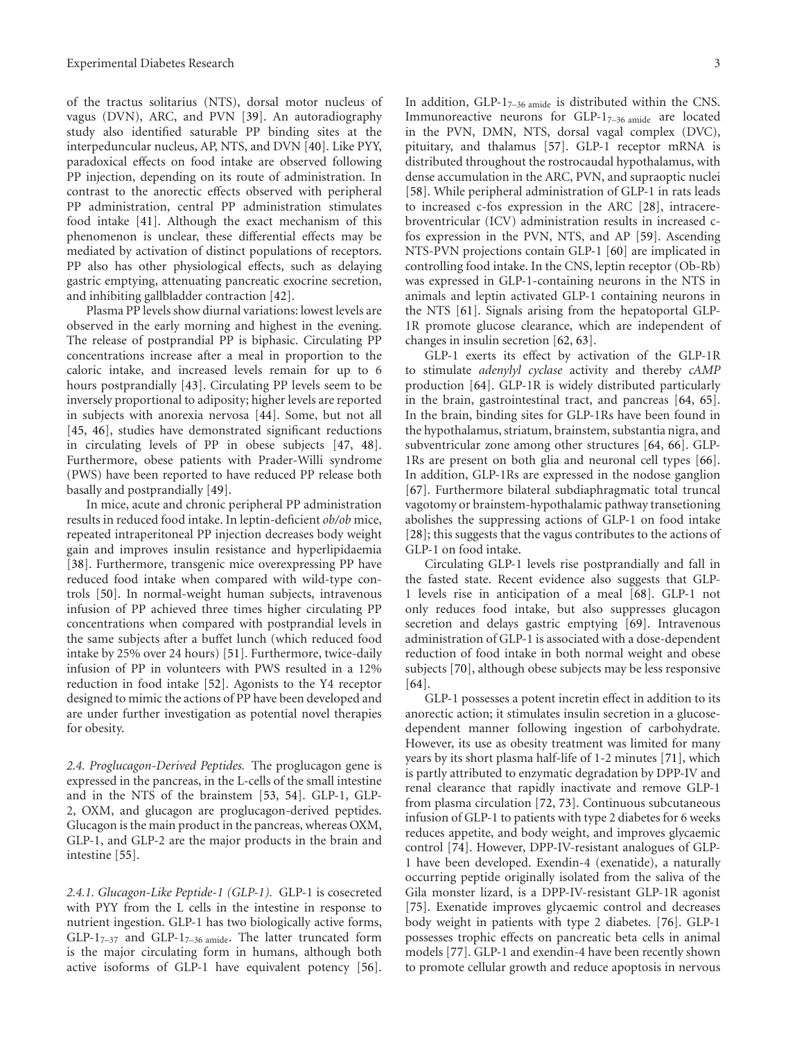of the tractus solitarius (NTS), dorsal motor nucleus of vagus (DVN), ARC, and PVN [39]. An autoradiography study also identified saturable PP binding sites at the interpeduncular nucleus, AP, NTS, and DVN [40]. Like PYY, paradoxical effects on food intake are observed following PP injection, depending on its route of administration. In contrast to the anorectic effects observed with peripheral PP administration, central PP administration stimulates food intake [41]. Although the exact mechanism of this phenomenon is unclear, these differential effects may be mediated by activation of distinct populations of receptors. PP also has other physiological effects, such as delaying gastric emptying, attenuating pancreatic exocrine secretion, and inhibiting gallbladder contraction [42].

Plasma PP levels show diurnal variations: lowest levels are observed in the early morning and highest in the evening. The release of postprandial PP is biphasic. Circulating PP concentrations increase after a meal in proportion to the caloric intake, and increased levels remain for up to 6 hours postprandially [43]. Circulating PP levels seem to be inversely proportional to adiposity; higher levels are reported in subjects with anorexia nervosa [44]. Some, but not all [45, 46], studies have demonstrated significant reductions in circulating levels of PP in obese subjects [47, 48]. Furthermore, obese patients with Prader-Willi syndrome (PWS) have been reported to have reduced PP release both basally and postprandially [49].

In mice, acute and chronic peripheral PP administration results in reduced food intake. In leptin-deficient *ob/ob* mice, repeated intraperitoneal PP injection decreases body weight gain and improves insulin resistance and hyperlipidaemia [38]. Furthermore, transgenic mice overexpressing PP have reduced food intake when compared with wild-type controls [50]. In normal-weight human subjects, intravenous infusion of PP achieved three times higher circulating PP concentrations when compared with postprandial levels in the same subjects after a buffet lunch (which reduced food intake by 25% over 24 hours) [51]. Furthermore, twice-daily infusion of PP in volunteers with PWS resulted in a 12% reduction in food intake [52]. Agonists to the Y4 receptor designed to mimic the actions of PP have been developed and are under further investigation as potential novel therapies for obesity.

*2.4. Proglucagon-Derived Peptides.* The proglucagon gene is expressed in the pancreas, in the L-cells of the small intestine and in the NTS of the brainstem [53, 54]. GLP-1, GLP-2, OXM, and glucagon are proglucagon-derived peptides. Glucagon is the main product in the pancreas, whereas OXM, GLP-1, and GLP-2 are the major products in the brain and intestine [55].

*2.4.1. Glucagon-Like Peptide-1 (GLP-1).* GLP-1 is cosecreted with PYY from the L cells in the intestine in response to nutrient ingestion. GLP-1 has two biologically active forms, GLP-$1_{7–37}$ and GLP-$1_{7–36\ \text{amide}}$. The latter truncated form is the major circulating form in humans, although both active isoforms of GLP-1 have equivalent potency [56]. In addition, GLP-$1_{7–36\ \text{amide}}$ is distributed within the CNS. Immunoreactive neurons for GLP-$1_{7–36\ \text{amide}}$ are located in the PVN, DMN, NTS, dorsal vagal complex (DVC), pituitary, and thalamus [57]. GLP-1 receptor mRNA is distributed throughout the rostrocaudal hypothalamus, with dense accumulation in the ARC, PVN, and supraoptic nuclei [58]. While peripheral administration of GLP-1 in rats leads to increased c-fos expression in the ARC [28], intracerebroventricular (ICV) administration results in increased c-fos expression in the PVN, NTS, and AP [59]. Ascending NTS-PVN projections contain GLP-1 [60] are implicated in controlling food intake. In the CNS, leptin receptor (Ob-Rb) was expressed in GLP-1-containing neurons in the NTS in animals and leptin activated GLP-1 containing neurons in the NTS [61]. Signals arising from the hepatoportal GLP-1R promote glucose clearance, which are independent of changes in insulin secretion [62, 63].

GLP-1 exerts its effect by activation of the GLP-1R to stimulate *adenylyl cyclase* activity and thereby *cAMP* production [64]. GLP-1R is widely distributed particularly in the brain, gastrointestinal tract, and pancreas [64, 65]. In the brain, binding sites for GLP-1Rs have been found in the hypothalamus, striatum, brainstem, substantia nigra, and subventricular zone among other structures [64, 66]. GLP-1Rs are present on both glia and neuronal cell types [66]. In addition, GLP-1Rs are expressed in the nodose ganglion [67]. Furthermore bilateral subdiaphragmatic total truncal vagotomy or brainstem-hypothalamic pathway transetioning abolishes the suppressing actions of GLP-1 on food intake [28]; this suggests that the vagus contributes to the actions of GLP-1 on food intake.

Circulating GLP-1 levels rise postprandially and fall in the fasted state. Recent evidence also suggests that GLP-1 levels rise in anticipation of a meal [68]. GLP-1 not only reduces food intake, but also suppresses glucagon secretion and delays gastric emptying [69]. Intravenous administration of GLP-1 is associated with a dose-dependent reduction of food intake in both normal weight and obese subjects [70], although obese subjects may be less responsive [64].

GLP-1 possesses a potent incretin effect in addition to its anorectic action; it stimulates insulin secretion in a glucose-dependent manner following ingestion of carbohydrate. However, its use as obesity treatment was limited for many years by its short plasma half-life of 1-2 minutes [71], which is partly attributed to enzymatic degradation by DPP-IV and renal clearance that rapidly inactivate and remove GLP-1 from plasma circulation [72, 73]. Continuous subcutaneous infusion of GLP-1 to patients with type 2 diabetes for 6 weeks reduces appetite, and body weight, and improves glycaemic control [74]. However, DPP-IV-resistant analogues of GLP-1 have been developed. Exendin-4 (exenatide), a naturally occurring peptide originally isolated from the saliva of the Gila monster lizard, is a DPP-IV-resistant GLP-1R agonist [75]. Exenatide improves glycaemic control and decreases body weight in patients with type 2 diabetes. [76]. GLP-1 possesses trophic effects on pancreatic beta cells in animal models [77]. GLP-1 and exendin-4 have been recently shown to promote cellular growth and reduce apoptosis in nervous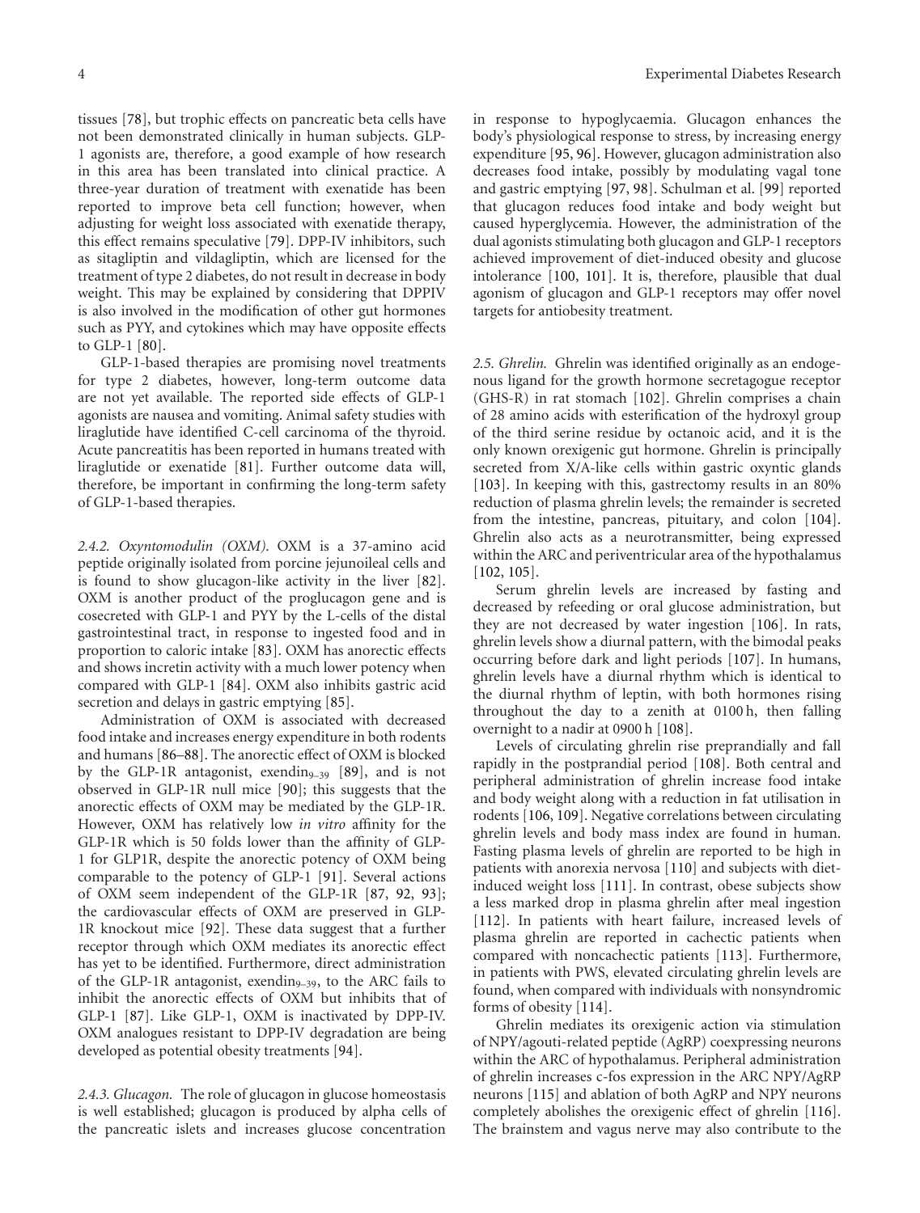tissues [78], but trophic effects on pancreatic beta cells have not been demonstrated clinically in human subjects. GLP-1 agonists are, therefore, a good example of how research in this area has been translated into clinical practice. A three-year duration of treatment with exenatide has been reported to improve beta cell function; however, when adjusting for weight loss associated with exenatide therapy, this effect remains speculative [79]. DPP-IV inhibitors, such as sitagliptin and vildagliptin, which are licensed for the treatment of type 2 diabetes, do not result in decrease in body weight. This may be explained by considering that DPPIV is also involved in the modification of other gut hormones such as PYY, and cytokines which may have opposite effects to GLP-1 [80].

GLP-1-based therapies are promising novel treatments for type 2 diabetes, however, long-term outcome data are not yet available. The reported side effects of GLP-1 agonists are nausea and vomiting. Animal safety studies with liraglutide have identified C-cell carcinoma of the thyroid. Acute pancreatitis has been reported in humans treated with liraglutide or exenatide [81]. Further outcome data will, therefore, be important in confirming the long-term safety of GLP-1-based therapies.

*2.4.2. Oxyntomodulin (OXM).* OXM is a 37-amino acid peptide originally isolated from porcine jejunoileal cells and is found to show glucagon-like activity in the liver [82]. OXM is another product of the proglucagon gene and is cosecreted with GLP-1 and PYY by the L-cells of the distal gastrointestinal tract, in response to ingested food and in proportion to caloric intake [83]. OXM has anorectic effects and shows incretin activity with a much lower potency when compared with GLP-1 [84]. OXM also inhibits gastric acid secretion and delays in gastric emptying [85].

Administration of OXM is associated with decreased food intake and increases energy expenditure in both rodents and humans [86–88]. The anorectic effect of OXM is blocked by the GLP-1R antagonist, exendin$_{9-39}$ [89], and is not observed in GLP-1R null mice [90]; this suggests that the anorectic effects of OXM may be mediated by the GLP-1R. However, OXM has relatively low *in vitro* affinity for the GLP-1R which is 50 folds lower than the affinity of GLP-1 for GLP1R, despite the anorectic potency of OXM being comparable to the potency of GLP-1 [91]. Several actions of OXM seem independent of the GLP-1R [87, 92, 93]; the cardiovascular effects of OXM are preserved in GLP-1R knockout mice [92]. These data suggest that a further receptor through which OXM mediates its anorectic effect has yet to be identified. Furthermore, direct administration of the GLP-1R antagonist, exendin$_{9-39}$, to the ARC fails to inhibit the anorectic effects of OXM but inhibits that of GLP-1 [87]. Like GLP-1, OXM is inactivated by DPP-IV. OXM analogues resistant to DPP-IV degradation are being developed as potential obesity treatments [94].

*2.4.3. Glucagon.* The role of glucagon in glucose homeostasis is well established; glucagon is produced by alpha cells of the pancreatic islets and increases glucose concentration in response to hypoglycaemia. Glucagon enhances the body's physiological response to stress, by increasing energy expenditure [95, 96]. However, glucagon administration also decreases food intake, possibly by modulating vagal tone and gastric emptying [97, 98]. Schulman et al. [99] reported that glucagon reduces food intake and body weight but caused hyperglycemia. However, the administration of the dual agonists stimulating both glucagon and GLP-1 receptors achieved improvement of diet-induced obesity and glucose intolerance [100, 101]. It is, therefore, plausible that dual agonism of glucagon and GLP-1 receptors may offer novel targets for antiobesity treatment.

*2.5. Ghrelin.* Ghrelin was identified originally as an endogenous ligand for the growth hormone secretagogue receptor (GHS-R) in rat stomach [102]. Ghrelin comprises a chain of 28 amino acids with esterification of the hydroxyl group of the third serine residue by octanoic acid, and it is the only known orexigenic gut hormone. Ghrelin is principally secreted from X/A-like cells within gastric oxyntic glands [103]. In keeping with this, gastrectomy results in an 80% reduction of plasma ghrelin levels; the remainder is secreted from the intestine, pancreas, pituitary, and colon [104]. Ghrelin also acts as a neurotransmitter, being expressed within the ARC and periventricular area of the hypothalamus [102, 105].

Serum ghrelin levels are increased by fasting and decreased by refeeding or oral glucose administration, but they are not decreased by water ingestion [106]. In rats, ghrelin levels show a diurnal pattern, with the bimodal peaks occurring before dark and light periods [107]. In humans, ghrelin levels have a diurnal rhythm which is identical to the diurnal rhythm of leptin, with both hormones rising throughout the day to a zenith at 0100 h, then falling overnight to a nadir at 0900 h [108].

Levels of circulating ghrelin rise preprandially and fall rapidly in the postprandial period [108]. Both central and peripheral administration of ghrelin increase food intake and body weight along with a reduction in fat utilisation in rodents [106, 109]. Negative correlations between circulating ghrelin levels and body mass index are found in human. Fasting plasma levels of ghrelin are reported to be high in patients with anorexia nervosa [110] and subjects with diet-induced weight loss [111]. In contrast, obese subjects show a less marked drop in plasma ghrelin after meal ingestion [112]. In patients with heart failure, increased levels of plasma ghrelin are reported in cachectic patients when compared with noncachectic patients [113]. Furthermore, in patients with PWS, elevated circulating ghrelin levels are found, when compared with individuals with nonsyndromic forms of obesity [114].

Ghrelin mediates its orexigenic action via stimulation of NPY/agouti-related peptide (AgRP) coexpressing neurons within the ARC of hypothalamus. Peripheral administration of ghrelin increases c-fos expression in the ARC NPY/AgRP neurons [115] and ablation of both AgRP and NPY neurons completely abolishes the orexigenic effect of ghrelin [116]. The brainstem and vagus nerve may also contribute to the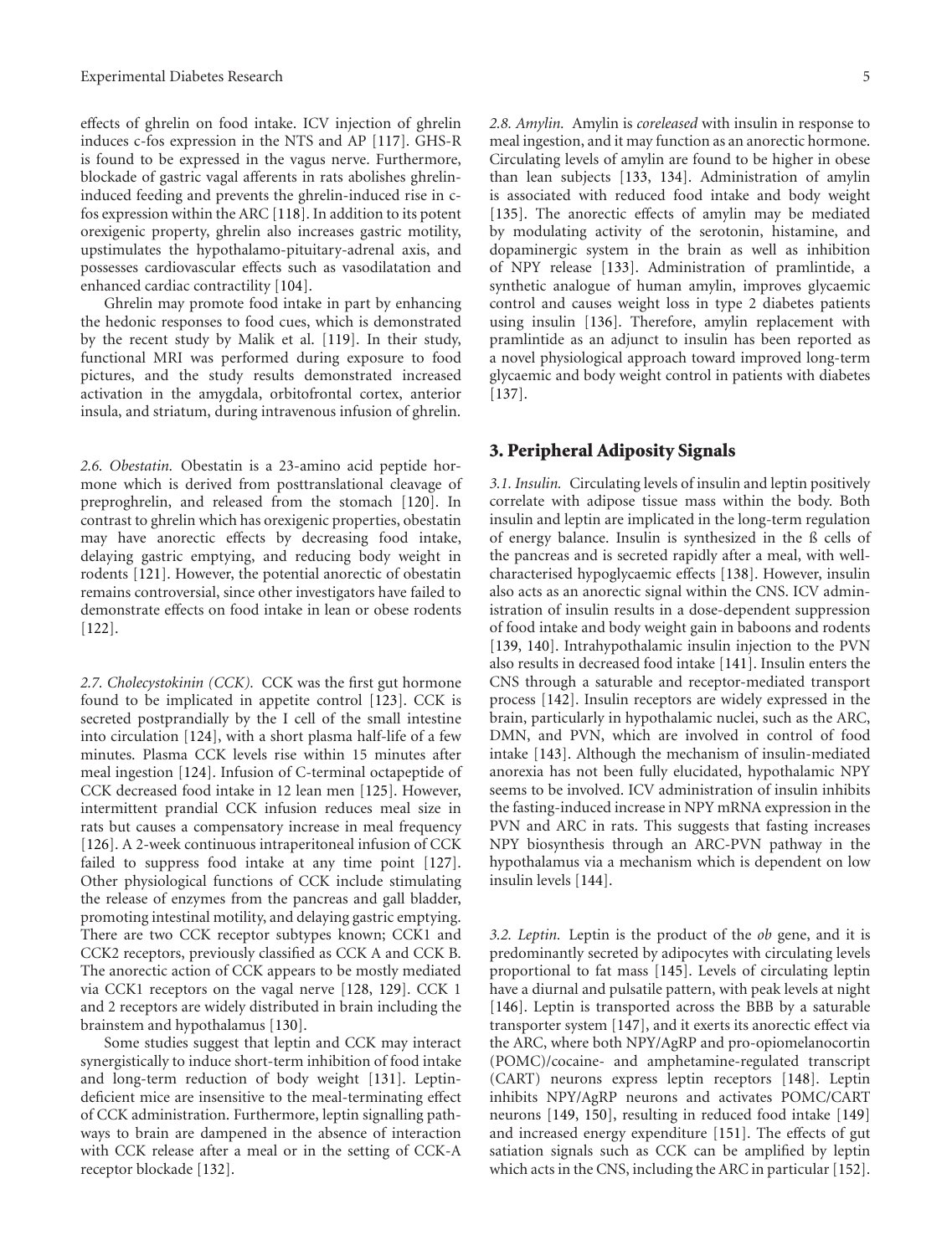effects of ghrelin on food intake. ICV injection of ghrelin induces c-fos expression in the NTS and AP [117]. GHS-R is found to be expressed in the vagus nerve. Furthermore, blockade of gastric vagal afferents in rats abolishes ghrelin-induced feeding and prevents the ghrelin-induced rise in c-fos expression within the ARC [118]. In addition to its potent orexigenic property, ghrelin also increases gastric motility, upstimulates the hypothalamo-pituitary-adrenal axis, and possesses cardiovascular effects such as vasodilatation and enhanced cardiac contractility [104].

Ghrelin may promote food intake in part by enhancing the hedonic responses to food cues, which is demonstrated by the recent study by Malik et al. [119]. In their study, functional MRI was performed during exposure to food pictures, and the study results demonstrated increased activation in the amygdala, orbitofrontal cortex, anterior insula, and striatum, during intravenous infusion of ghrelin.

*2.6. Obestatin.* Obestatin is a 23-amino acid peptide hormone which is derived from posttranslational cleavage of preproghrelin, and released from the stomach [120]. In contrast to ghrelin which has orexigenic properties, obestatin may have anorectic effects by decreasing food intake, delaying gastric emptying, and reducing body weight in rodents [121]. However, the potential anorectic of obestatin remains controversial, since other investigators have failed to demonstrate effects on food intake in lean or obese rodents [122].

*2.7. Cholecystokinin (CCK).* CCK was the first gut hormone found to be implicated in appetite control [123]. CCK is secreted postprandially by the I cell of the small intestine into circulation [124], with a short plasma half-life of a few minutes. Plasma CCK levels rise within 15 minutes after meal ingestion [124]. Infusion of C-terminal octapeptide of CCK decreased food intake in 12 lean men [125]. However, intermittent prandial CCK infusion reduces meal size in rats but causes a compensatory increase in meal frequency [126]. A 2-week continuous intraperitoneal infusion of CCK failed to suppress food intake at any time point [127]. Other physiological functions of CCK include stimulating the release of enzymes from the pancreas and gall bladder, promoting intestinal motility, and delaying gastric emptying. There are two CCK receptor subtypes known; CCK1 and CCK2 receptors, previously classified as CCK A and CCK B. The anorectic action of CCK appears to be mostly mediated via CCK1 receptors on the vagal nerve [128, 129]. CCK 1 and 2 receptors are widely distributed in brain including the brainstem and hypothalamus [130].

Some studies suggest that leptin and CCK may interact synergistically to induce short-term inhibition of food intake and long-term reduction of body weight [131]. Leptin-deficient mice are insensitive to the meal-terminating effect of CCK administration. Furthermore, leptin signalling pathways to brain are dampened in the absence of interaction with CCK release after a meal or in the setting of CCK-A receptor blockade [132].

*2.8. Amylin.* Amylin is *coreleased* with insulin in response to meal ingestion, and it may function as an anorectic hormone. Circulating levels of amylin are found to be higher in obese than lean subjects [133, 134]. Administration of amylin is associated with reduced food intake and body weight [135]. The anorectic effects of amylin may be mediated by modulating activity of the serotonin, histamine, and dopaminergic system in the brain as well as inhibition of NPY release [133]. Administration of pramlintide, a synthetic analogue of human amylin, improves glycaemic control and causes weight loss in type 2 diabetes patients using insulin [136]. Therefore, amylin replacement with pramlintide as an adjunct to insulin has been reported as a novel physiological approach toward improved long-term glycaemic and body weight control in patients with diabetes [137].

## 3. Peripheral Adiposity Signals

*3.1. Insulin.* Circulating levels of insulin and leptin positively correlate with adipose tissue mass within the body. Both insulin and leptin are implicated in the long-term regulation of energy balance. Insulin is synthesized in the ß cells of the pancreas and is secreted rapidly after a meal, with well-characterised hypoglycaemic effects [138]. However, insulin also acts as an anorectic signal within the CNS. ICV administration of insulin results in a dose-dependent suppression of food intake and body weight gain in baboons and rodents [139, 140]. Intrahypothalamic insulin injection to the PVN also results in decreased food intake [141]. Insulin enters the CNS through a saturable and receptor-mediated transport process [142]. Insulin receptors are widely expressed in the brain, particularly in hypothalamic nuclei, such as the ARC, DMN, and PVN, which are involved in control of food intake [143]. Although the mechanism of insulin-mediated anorexia has not been fully elucidated, hypothalamic NPY seems to be involved. ICV administration of insulin inhibits the fasting-induced increase in NPY mRNA expression in the PVN and ARC in rats. This suggests that fasting increases NPY biosynthesis through an ARC-PVN pathway in the hypothalamus via a mechanism which is dependent on low insulin levels [144].

*3.2. Leptin.* Leptin is the product of the *ob* gene, and it is predominantly secreted by adipocytes with circulating levels proportional to fat mass [145]. Levels of circulating leptin have a diurnal and pulsatile pattern, with peak levels at night [146]. Leptin is transported across the BBB by a saturable transporter system [147], and it exerts its anorectic effect via the ARC, where both NPY/AgRP and pro-opiomelanocortin (POMC)/cocaine- and amphetamine-regulated transcript (CART) neurons express leptin receptors [148]. Leptin inhibits NPY/AgRP neurons and activates POMC/CART neurons [149, 150], resulting in reduced food intake [149] and increased energy expenditure [151]. The effects of gut satiation signals such as CCK can be amplified by leptin which acts in the CNS, including the ARC in particular [152].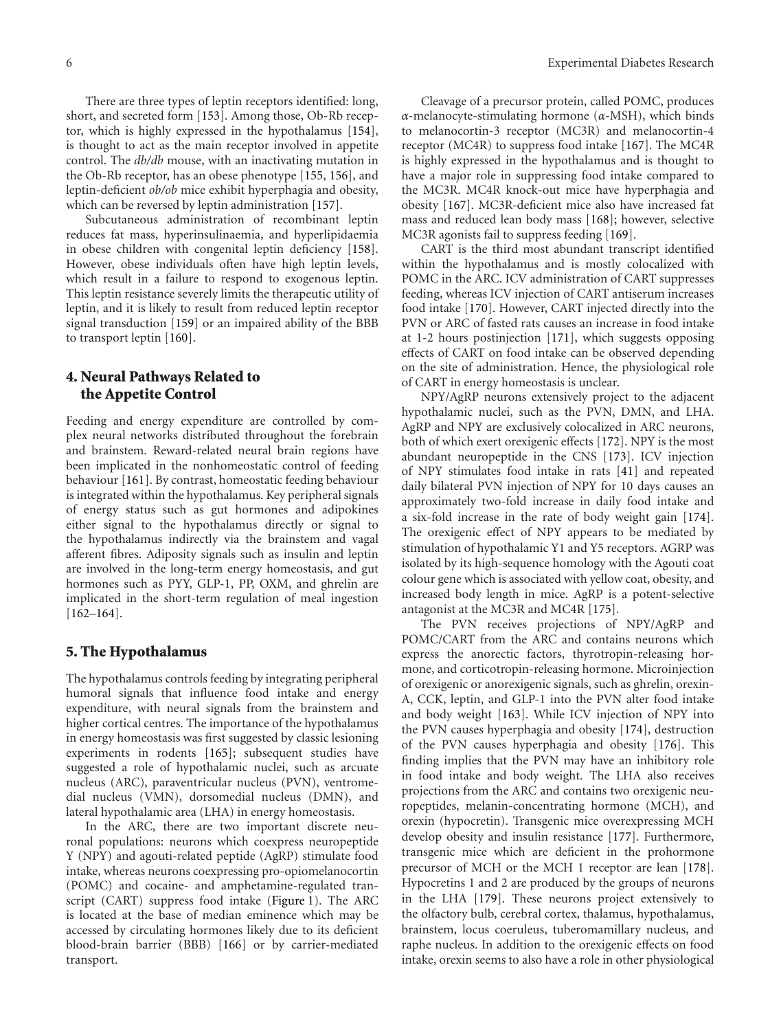There are three types of leptin receptors identified: long, short, and secreted form [153]. Among those, Ob-Rb receptor, which is highly expressed in the hypothalamus [154], is thought to act as the main receptor involved in appetite control. The *db/db* mouse, with an inactivating mutation in the Ob-Rb receptor, has an obese phenotype [155, 156], and leptin-deficient *ob/ob* mice exhibit hyperphagia and obesity, which can be reversed by leptin administration [157].

Subcutaneous administration of recombinant leptin reduces fat mass, hyperinsulinaemia, and hyperlipidaemia in obese children with congenital leptin deficiency [158]. However, obese individuals often have high leptin levels, which result in a failure to respond to exogenous leptin. This leptin resistance severely limits the therapeutic utility of leptin, and it is likely to result from reduced leptin receptor signal transduction [159] or an impaired ability of the BBB to transport leptin [160].

## 4. Neural Pathways Related to the Appetite Control

Feeding and energy expenditure are controlled by complex neural networks distributed throughout the forebrain and brainstem. Reward-related neural brain regions have been implicated in the nonhomeostatic control of feeding behaviour [161]. By contrast, homeostatic feeding behaviour is integrated within the hypothalamus. Key peripheral signals of energy status such as gut hormones and adipokines either signal to the hypothalamus directly or signal to the hypothalamus indirectly via the brainstem and vagal afferent fibres. Adiposity signals such as insulin and leptin are involved in the long-term energy homeostasis, and gut hormones such as PYY, GLP-1, PP, OXM, and ghrelin are implicated in the short-term regulation of meal ingestion [162–164].

## 5. The Hypothalamus

The hypothalamus controls feeding by integrating peripheral humoral signals that influence food intake and energy expenditure, with neural signals from the brainstem and higher cortical centres. The importance of the hypothalamus in energy homeostasis was first suggested by classic lesioning experiments in rodents [165]; subsequent studies have suggested a role of hypothalamic nuclei, such as arcuate nucleus (ARC), paraventricular nucleus (PVN), ventromedial nucleus (VMN), dorsomedial nucleus (DMN), and lateral hypothalamic area (LHA) in energy homeostasis.

In the ARC, there are two important discrete neuronal populations: neurons which coexpress neuropeptide Y (NPY) and agouti-related peptide (AgRP) stimulate food intake, whereas neurons coexpressing pro-opiomelanocortin (POMC) and cocaine- and amphetamine-regulated transcript (CART) suppress food intake (Figure 1). The ARC is located at the base of median eminence which may be accessed by circulating hormones likely due to its deficient blood-brain barrier (BBB) [166] or by carrier-mediated transport.

Cleavage of a precursor protein, called POMC, produces $\alpha$-melanocyte-stimulating hormone ($\alpha$-MSH), which binds to melanocortin-3 receptor (MC3R) and melanocortin-4 receptor (MC4R) to suppress food intake [167]. The MC4R is highly expressed in the hypothalamus and is thought to have a major role in suppressing food intake compared to the MC3R. MC4R knock-out mice have hyperphagia and obesity [167]. MC3R-deficient mice also have increased fat mass and reduced lean body mass [168]; however, selective MC3R agonists fail to suppress feeding [169].

CART is the third most abundant transcript identified within the hypothalamus and is mostly colocalized with POMC in the ARC. ICV administration of CART suppresses feeding, whereas ICV injection of CART antiserum increases food intake [170]. However, CART injected directly into the PVN or ARC of fasted rats causes an increase in food intake at 1-2 hours postinjection [171], which suggests opposing effects of CART on food intake can be observed depending on the site of administration. Hence, the physiological role of CART in energy homeostasis is unclear.

NPY/AgRP neurons extensively project to the adjacent hypothalamic nuclei, such as the PVN, DMN, and LHA. AgRP and NPY are exclusively colocalized in ARC neurons, both of which exert orexigenic effects [172]. NPY is the most abundant neuropeptide in the CNS [173]. ICV injection of NPY stimulates food intake in rats [41] and repeated daily bilateral PVN injection of NPY for 10 days causes an approximately two-fold increase in daily food intake and a six-fold increase in the rate of body weight gain [174]. The orexigenic effect of NPY appears to be mediated by stimulation of hypothalamic Y1 and Y5 receptors. AGRP was isolated by its high-sequence homology with the Agouti coat colour gene which is associated with yellow coat, obesity, and increased body length in mice. AgRP is a potent-selective antagonist at the MC3R and MC4R [175].

The PVN receives projections of NPY/AgRP and POMC/CART from the ARC and contains neurons which express the anorectic factors, thyrotropin-releasing hormone, and corticotropin-releasing hormone. Microinjection of orexigenic or anorexigenic signals, such as ghrelin, orexin-A, CCK, leptin, and GLP-1 into the PVN alter food intake and body weight [163]. While ICV injection of NPY into the PVN causes hyperphagia and obesity [174], destruction of the PVN causes hyperphagia and obesity [176]. This finding implies that the PVN may have an inhibitory role in food intake and body weight. The LHA also receives projections from the ARC and contains two orexigenic neuropeptides, melanin-concentrating hormone (MCH), and orexin (hypocretin). Transgenic mice overexpressing MCH develop obesity and insulin resistance [177]. Furthermore, transgenic mice which are deficient in the prohormone precursor of MCH or the MCH 1 receptor are lean [178]. Hypocretins 1 and 2 are produced by the groups of neurons in the LHA [179]. These neurons project extensively to the olfactory bulb, cerebral cortex, thalamus, hypothalamus, brainstem, locus coeruleus, tuberomamillary nucleus, and raphe nucleus. In addition to the orexigenic effects on food intake, orexin seems to also have a role in other physiological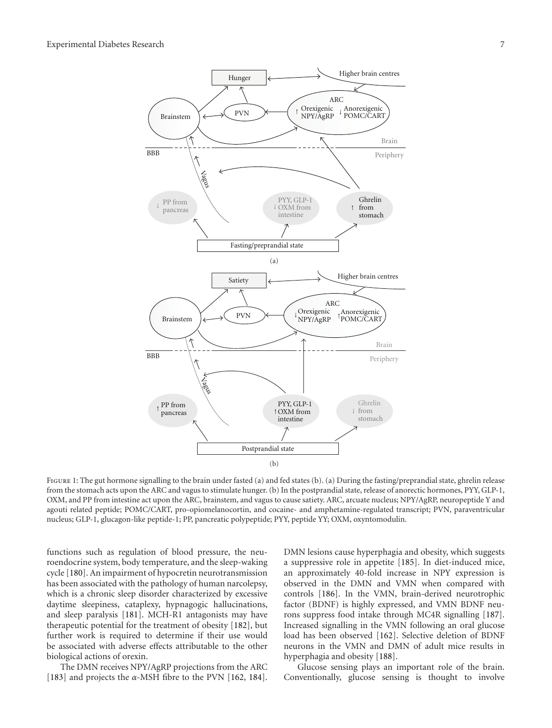Figure 1: The gut hormone signalling to the brain under fasted (a) and fed states (b). (a) During the fasting/preprandial state, ghrelin release from the stomach acts upon the ARC and vagus to stimulate hunger. (b) In the postprandial state, release of anorectic hormones, PYY, GLP-1, OXM, and PP from intestine act upon the ARC, brainstem, and vagus to cause satiety. ARC, arcuate nucleus; NPY/AgRP, neuropeptide Y and agouti related peptide; POMC/CART, pro-opiomelanocortin, and cocaine- and amphetamine-regulated transcript; PVN, paraventricular nucleus; GLP-1, glucagon-like peptide-1; PP, pancreatic polypeptide; PYY, peptide YY; OXM, oxyntomodulin.

functions such as regulation of blood pressure, the neuroendocrine system, body temperature, and the sleep-waking cycle [180]. An impairment of hypocretin neurotransmission has been associated with the pathology of human narcolepsy, which is a chronic sleep disorder characterized by excessive daytime sleepiness, cataplexy, hypnagogic hallucinations, and sleep paralysis [181]. MCH-R1 antagonists may have therapeutic potential for the treatment of obesity [182], but further work is required to determine if their use would be associated with adverse effects attributable to the other biological actions of orexin.

The DMN receives NPY/AgRP projections from the ARC [183] and projects the $\alpha$-MSH fibre to the PVN [162, 184]. DMN lesions cause hyperphagia and obesity, which suggests a suppressive role in appetite [185]. In diet-induced mice, an approximately 40-fold increase in NPY expression is observed in the DMN and VMN when compared with controls [186]. In the VMN, brain-derived neurotrophic factor (BDNF) is highly expressed, and VMN BDNF neurons suppress food intake through MC4R signalling [187]. Increased signalling in the VMN following an oral glucose load has been observed [162]. Selective deletion of BDNF neurons in the VMN and DMN of adult mice results in hyperphagia and obesity [188].

Glucose sensing plays an important role of the brain. Conventionally, glucose sensing is thought to involve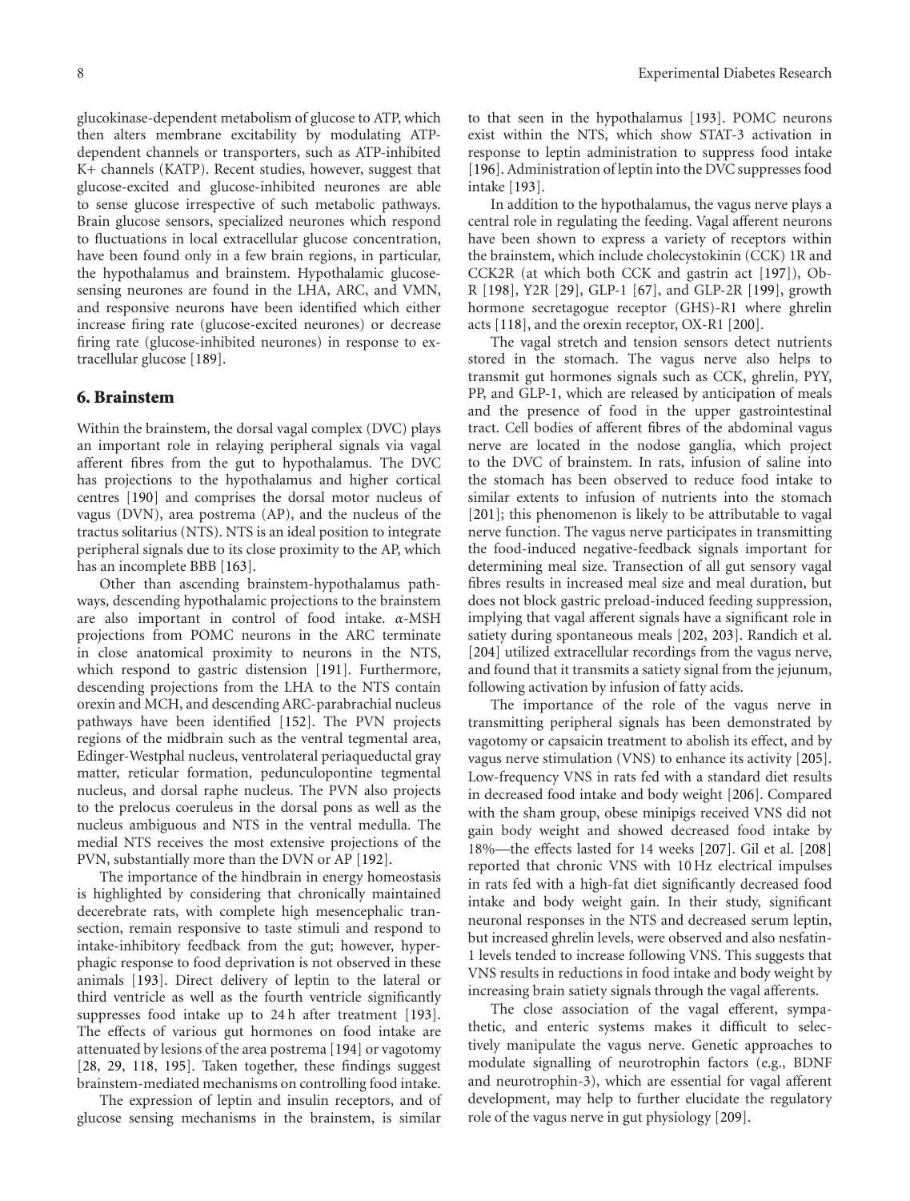glucokinase-dependent metabolism of glucose to ATP, which then alters membrane excitability by modulating ATP-dependent channels or transporters, such as ATP-inhibited K+ channels (KATP). Recent studies, however, suggest that glucose-excited and glucose-inhibited neurones are able to sense glucose irrespective of such metabolic pathways. Brain glucose sensors, specialized neurones which respond to fluctuations in local extracellular glucose concentration, have been found only in a few brain regions, in particular, the hypothalamus and brainstem. Hypothalamic glucose-sensing neurones are found in the LHA, ARC, and VMN, and responsive neurons have been identified which either increase firing rate (glucose-excited neurones) or decrease firing rate (glucose-inhibited neurones) in response to extracellular glucose [189].

## 6. Brainstem

Within the brainstem, the dorsal vagal complex (DVC) plays an important role in relaying peripheral signals via vagal afferent fibres from the gut to hypothalamus. The DVC has projections to the hypothalamus and higher cortical centres [190] and comprises the dorsal motor nucleus of vagus (DVN), area postrema (AP), and the nucleus of the tractus solitarius (NTS). NTS is an ideal position to integrate peripheral signals due to its close proximity to the AP, which has an incomplete BBB [163].

Other than ascending brainstem-hypothalamus pathways, descending hypothalamic projections to the brainstem are also important in control of food intake. α-MSH projections from POMC neurons in the ARC terminate in close anatomical proximity to neurons in the NTS, which respond to gastric distension [191]. Furthermore, descending projections from the LHA to the NTS contain orexin and MCH, and descending ARC-parabrachial nucleus pathways have been identified [152]. The PVN projects regions of the midbrain such as the ventral tegmental area, Edinger-Westphal nucleus, ventrolateral periaqueductal gray matter, reticular formation, pedunculopontine tegmental nucleus, and dorsal raphe nucleus. The PVN also projects to the prelocus coeruleus in the dorsal pons as well as the nucleus ambiguous and NTS in the ventral medulla. The medial NTS receives the most extensive projections of the PVN, substantially more than the DVN or AP [192].

The importance of the hindbrain in energy homeostasis is highlighted by considering that chronically maintained decerebrate rats, with complete high mesencephalic transection, remain responsive to taste stimuli and respond to intake-inhibitory feedback from the gut; however, hyperphagic response to food deprivation is not observed in these animals [193]. Direct delivery of leptin to the lateral or third ventricle as well as the fourth ventricle significantly suppresses food intake up to 24 h after treatment [193]. The effects of various gut hormones on food intake are attenuated by lesions of the area postrema [194] or vagotomy [28, 29, 118, 195]. Taken together, these findings suggest brainstem-mediated mechanisms on controlling food intake.

The expression of leptin and insulin receptors, and of glucose sensing mechanisms in the brainstem, is similar to that seen in the hypothalamus [193]. POMC neurons exist within the NTS, which show STAT-3 activation in response to leptin administration to suppress food intake [196]. Administration of leptin into the DVC suppresses food intake [193].

In addition to the hypothalamus, the vagus nerve plays a central role in regulating the feeding. Vagal afferent neurons have been shown to express a variety of receptors within the brainstem, which include cholecystokinin (CCK) 1R and CCK2R (at which both CCK and gastrin act [197]), Ob-R [198], Y2R [29], GLP-1 [67], and GLP-2R [199], growth hormone secretagogue receptor (GHS)-R1 where ghrelin acts [118], and the orexin receptor, OX-R1 [200].

The vagal stretch and tension sensors detect nutrients stored in the stomach. The vagus nerve also helps to transmit gut hormones signals such as CCK, ghrelin, PYY, PP, and GLP-1, which are released by anticipation of meals and the presence of food in the upper gastrointestinal tract. Cell bodies of afferent fibres of the abdominal vagus nerve are located in the nodose ganglia, which project to the DVC of brainstem. In rats, infusion of saline into the stomach has been observed to reduce food intake to similar extents to infusion of nutrients into the stomach [201]; this phenomenon is likely to be attributable to vagal nerve function. The vagus nerve participates in transmitting the food-induced negative-feedback signals important for determining meal size. Transection of all gut sensory vagal fibres results in increased meal size and meal duration, but does not block gastric preload-induced feeding suppression, implying that vagal afferent signals have a significant role in satiety during spontaneous meals [202, 203]. Randich et al. [204] utilized extracellular recordings from the vagus nerve, and found that it transmits a satiety signal from the jejunum, following activation by infusion of fatty acids.

The importance of the role of the vagus nerve in transmitting peripheral signals has been demonstrated by vagotomy or capsaicin treatment to abolish its effect, and by vagus nerve stimulation (VNS) to enhance its activity [205]. Low-frequency VNS in rats fed with a standard diet results in decreased food intake and body weight [206]. Compared with the sham group, obese minipigs received VNS did not gain body weight and showed decreased food intake by 18%—the effects lasted for 14 weeks [207]. Gil et al. [208] reported that chronic VNS with 10 Hz electrical impulses in rats fed with a high-fat diet significantly decreased food intake and body weight gain. In their study, significant neuronal responses in the NTS and decreased serum leptin, but increased ghrelin levels, were observed and also nesfatin-1 levels tended to increase following VNS. This suggests that VNS results in reductions in food intake and body weight by increasing brain satiety signals through the vagal afferents.

The close association of the vagal efferent, sympathetic, and enteric systems makes it difficult to selectively manipulate the vagus nerve. Genetic approaches to modulate signalling of neurotrophin factors (e.g., BDNF and neurotrophin-3), which are essential for vagal afferent development, may help to further elucidate the regulatory role of the vagus nerve in gut physiology [209].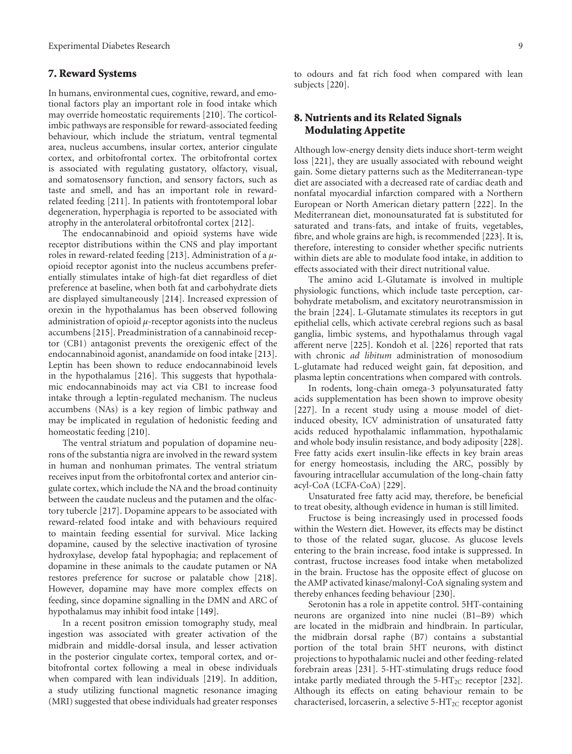## 7. Reward Systems

In humans, environmental cues, cognitive, reward, and emotional factors play an important role in food intake which may override homeostatic requirements [210]. The corticolimbic pathways are responsible for reward-associated feeding behaviour, which include the striatum, ventral tegmental area, nucleus accumbens, insular cortex, anterior cingulate cortex, and orbitofrontal cortex. The orbitofrontal cortex is associated with regulating gustatory, olfactory, visual, and somatosensory function, and sensory factors, such as taste and smell, and has an important role in reward-related feeding [211]. In patients with frontotemporal lobar degeneration, hyperphagia is reported to be associated with atrophy in the anterolateral orbitofrontal cortex [212].

The endocannabinoid and opioid systems have wide receptor distributions within the CNS and play important roles in reward-related feeding [213]. Administration of a $\mu$-opioid receptor agonist into the nucleus accumbens preferentially stimulates intake of high-fat diet regardless of diet preference at baseline, when both fat and carbohydrate diets are displayed simultaneously [214]. Increased expression of orexin in the hypothalamus has been observed following administration of opioid $\mu$-receptor agonists into the nucleus accumbens [215]. Preadministration of a cannabinoid receptor (CB1) antagonist prevents the orexigenic effect of the endocannabinoid agonist, anandamide on food intake [213]. Leptin has been shown to reduce endocannabinoid levels in the hypothalamus [216]. This suggests that hypothalamic endocannabinoids may act via CB1 to increase food intake through a leptin-regulated mechanism. The nucleus accumbens (NAs) is a key region of limbic pathway and may be implicated in regulation of hedonistic feeding and homeostatic feeding [210].

The ventral striatum and population of dopamine neurons of the substantia nigra are involved in the reward system in human and nonhuman primates. The ventral striatum receives input from the orbitofrontal cortex and anterior cingulate cortex, which include the NA and the broad continuity between the caudate nucleus and the putamen and the olfactory tubercle [217]. Dopamine appears to be associated with reward-related food intake and with behaviours required to maintain feeding essential for survival. Mice lacking dopamine, caused by the selective inactivation of tyrosine hydroxylase, develop fatal hypophagia; and replacement of dopamine in these animals to the caudate putamen or NA restores preference for sucrose or palatable chow [218]. However, dopamine may have more complex effects on feeding, since dopamine signalling in the DMN and ARC of hypothalamus may inhibit food intake [149].

In a recent positron emission tomography study, meal ingestion was associated with greater activation of the midbrain and middle-dorsal insula, and lesser activation in the posterior cingulate cortex, temporal cortex, and orbitofrontal cortex following a meal in obese individuals when compared with lean individuals [219]. In addition, a study utilizing functional magnetic resonance imaging (MRI) suggested that obese individuals had greater responses to odours and fat rich food when compared with lean subjects [220].

## 8. Nutrients and its Related Signals Modulating Appetite

Although low-energy density diets induce short-term weight loss [221], they are usually associated with rebound weight gain. Some dietary patterns such as the Mediterranean-type diet are associated with a decreased rate of cardiac death and nonfatal myocardial infarction compared with a Northern European or North American dietary pattern [222]. In the Mediterranean diet, monounsaturated fat is substituted for saturated and trans-fats, and intake of fruits, vegetables, fibre, and whole grains are high, is recommended [223]. It is, therefore, interesting to consider whether specific nutrients within diets are able to modulate food intake, in addition to effects associated with their direct nutritional value.

The amino acid L-Glutamate is involved in multiple physiologic functions, which include taste perception, carbohydrate metabolism, and excitatory neurotransmission in the brain [224]. L-Glutamate stimulates its receptors in gut epithelial cells, which activate cerebral regions such as basal ganglia, limbic systems, and hypothalamus through vagal afferent nerve [225]. Kondoh et al. [226] reported that rats with chronic *ad libitum* administration of monosodium L-glutamate had reduced weight gain, fat deposition, and plasma leptin concentrations when compared with controls.

In rodents, long-chain omega-3 polyunsaturated fatty acids supplementation has been shown to improve obesity [227]. In a recent study using a mouse model of diet-induced obesity, ICV administration of unsaturated fatty acids reduced hypothalamic inflammation, hypothalamic and whole body insulin resistance, and body adiposity [228]. Free fatty acids exert insulin-like effects in key brain areas for energy homeostasis, including the ARC, possibly by favouring intracellular accumulation of the long-chain fatty acyl-CoA (LCFA-CoA) [229].

Unsaturated free fatty acid may, therefore, be beneficial to treat obesity, although evidence in human is still limited.

Fructose is being increasingly used in processed foods within the Western diet. However, its effects may be distinct to those of the related sugar, glucose. As glucose levels entering to the brain increase, food intake is suppressed. In contrast, fructose increases food intake when metabolized in the brain. Fructose has the opposite effect of glucose on the AMP activated kinase/malonyl-CoA signaling system and thereby enhances feeding behaviour [230].

Serotonin has a role in appetite control. 5HT-containing neurons are organized into nine nuclei (B1–B9) which are located in the midbrain and hindbrain. In particular, the midbrain dorsal raphe (B7) contains a substantial portion of the total brain 5HT neurons, with distinct projections to hypothalamic nuclei and other feeding-related forebrain areas [231]. 5-HT-stimulating drugs reduce food intake partly mediated through the 5-HT$_{2C}$ receptor [232]. Although its effects on eating behaviour remain to be characterised, lorcaserin, a selective 5-HT$_{2C}$ receptor agonist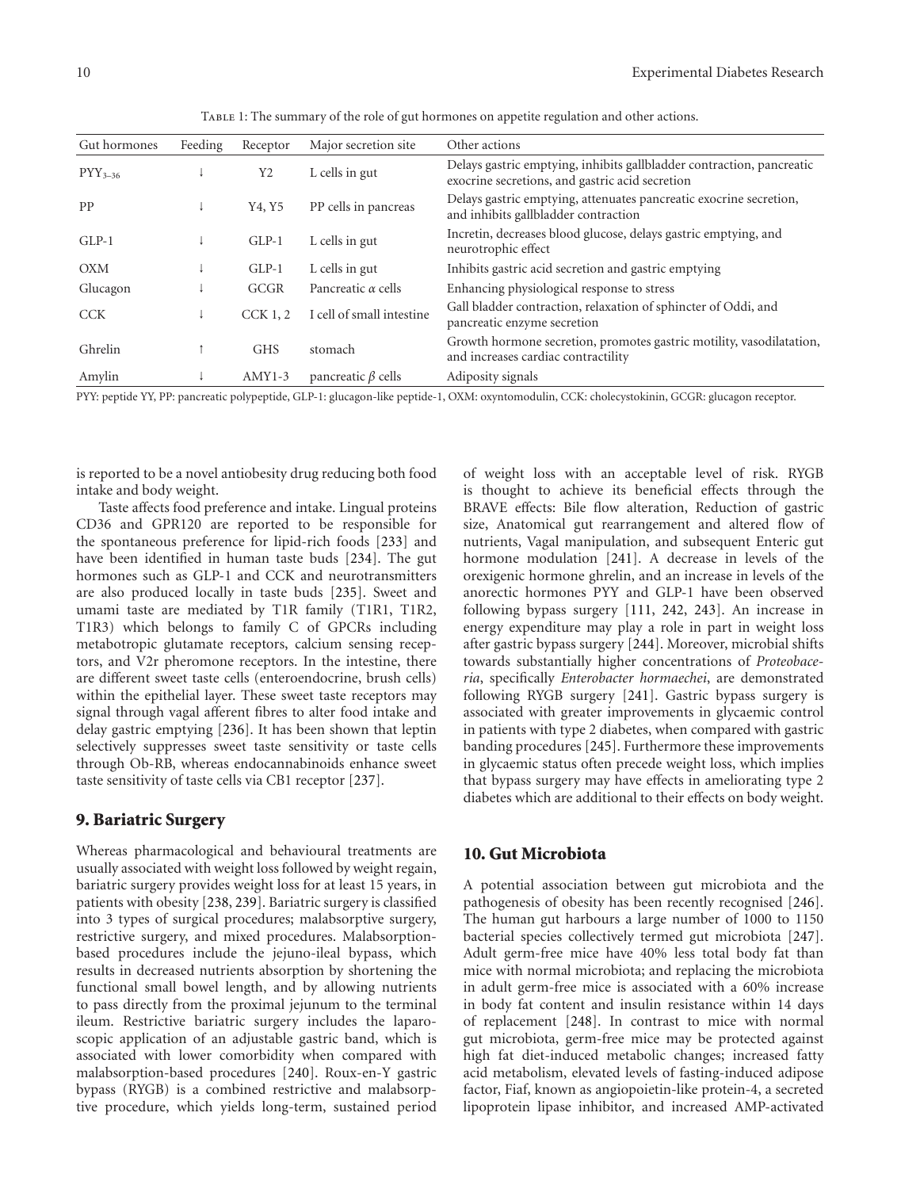Table 1: The summary of the role of gut hormones on appetite regulation and other actions.

| Gut hormones | Feeding | Receptor | Major secretion site | Other actions |
|---|---|---|---|---|
| $PYY_{3-36}$ | ↓ | Y2 | L cells in gut | Delays gastric emptying, inhibits gallbladder contraction, pancreatic exocrine secretions, and gastric acid secretion |
| PP | ↓ | Y4, Y5 | PP cells in pancreas | Delays gastric emptying, attenuates pancreatic exocrine secretion, and inhibits gallbladder contraction |
| GLP-1 | ↓ | GLP-1 | L cells in gut | Incretin, decreases blood glucose, delays gastric emptying, and neurotrophic effect |
| OXM | ↓ | GLP-1 | L cells in gut | Inhibits gastric acid secretion and gastric emptying |
| Glucagon | ↓ | GCGR | Pancreatic $\alpha$ cells | Enhancing physiological response to stress |
| CCK | ↓ | CCK 1, 2 | I cell of small intestine | Gall bladder contraction, relaxation of sphincter of Oddi, and pancreatic enzyme secretion |
| Ghrelin | ↑ | GHS | stomach | Growth hormone secretion, promotes gastric motility, vasodilatation, and increases cardiac contractility |
| Amylin | ↓ | AMY1-3 | pancreatic $\beta$ cells | Adiposity signals |

PYY: peptide YY, PP: pancreatic polypeptide, GLP-1: glucagon-like peptide-1, OXM: oxyntomodulin, CCK: cholecystokinin, GCGR: glucagon receptor.

is reported to be a novel antiobesity drug reducing both food intake and body weight.

Taste affects food preference and intake. Lingual proteins CD36 and GPR120 are reported to be responsible for the spontaneous preference for lipid-rich foods [233] and have been identified in human taste buds [234]. The gut hormones such as GLP-1 and CCK and neurotransmitters are also produced locally in taste buds [235]. Sweet and umami taste are mediated by T1R family (T1R1, T1R2, T1R3) which belongs to family C of GPCRs including metabotropic glutamate receptors, calcium sensing receptors, and V2r pheromone receptors. In the intestine, there are different sweet taste cells (enteroendocrine, brush cells) within the epithelial layer. These sweet taste receptors may signal through vagal afferent fibres to alter food intake and delay gastric emptying [236]. It has been shown that leptin selectively suppresses sweet taste sensitivity or taste cells through Ob-RB, whereas endocannabinoids enhance sweet taste sensitivity of taste cells via CB1 receptor [237].

## 9. Bariatric Surgery

Whereas pharmacological and behavioural treatments are usually associated with weight loss followed by weight regain, bariatric surgery provides weight loss for at least 15 years, in patients with obesity [238, 239]. Bariatric surgery is classified into 3 types of surgical procedures; malabsorptive surgery, restrictive surgery, and mixed procedures. Malabsorption-based procedures include the jejuno-ileal bypass, which results in decreased nutrients absorption by shortening the functional small bowel length, and by allowing nutrients to pass directly from the proximal jejunum to the terminal ileum. Restrictive bariatric surgery includes the laparoscopic application of an adjustable gastric band, which is associated with lower comorbidity when compared with malabsorption-based procedures [240]. Roux-en-Y gastric bypass (RYGB) is a combined restrictive and malabsorptive procedure, which yields long-term, sustained period of weight loss with an acceptable level of risk. RYGB is thought to achieve its beneficial effects through the BRAVE effects: Bile flow alteration, Reduction of gastric size, Anatomical gut rearrangement and altered flow of nutrients, Vagal manipulation, and subsequent Enteric gut hormone modulation [241]. A decrease in levels of the orexigenic hormone ghrelin, and an increase in levels of the anorectic hormones PYY and GLP-1 have been observed following bypass surgery [111, 242, 243]. An increase in energy expenditure may play a role in part in weight loss after gastric bypass surgery [244]. Moreover, microbial shifts towards substantially higher concentrations of *Proteobacteria*, specifically *Enterobacter hormaechei*, are demonstrated following RYGB surgery [241]. Gastric bypass surgery is associated with greater improvements in glycaemic control in patients with type 2 diabetes, when compared with gastric banding procedures [245]. Furthermore these improvements in glycaemic status often precede weight loss, which implies that bypass surgery may have effects in ameliorating type 2 diabetes which are additional to their effects on body weight.

## 10. Gut Microbiota

A potential association between gut microbiota and the pathogenesis of obesity has been recently recognised [246]. The human gut harbours a large number of 1000 to 1150 bacterial species collectively termed gut microbiota [247]. Adult germ-free mice have 40% less total body fat than mice with normal microbiota; and replacing the microbiota in adult germ-free mice is associated with a 60% increase in body fat content and insulin resistance within 14 days of replacement [248]. In contrast to mice with normal gut microbiota, germ-free mice may be protected against high fat diet-induced metabolic changes; increased fatty acid metabolism, elevated levels of fasting-induced adipose factor, Fiaf, known as angiopoietin-like protein-4, a secreted lipoprotein lipase inhibitor, and increased AMP-activated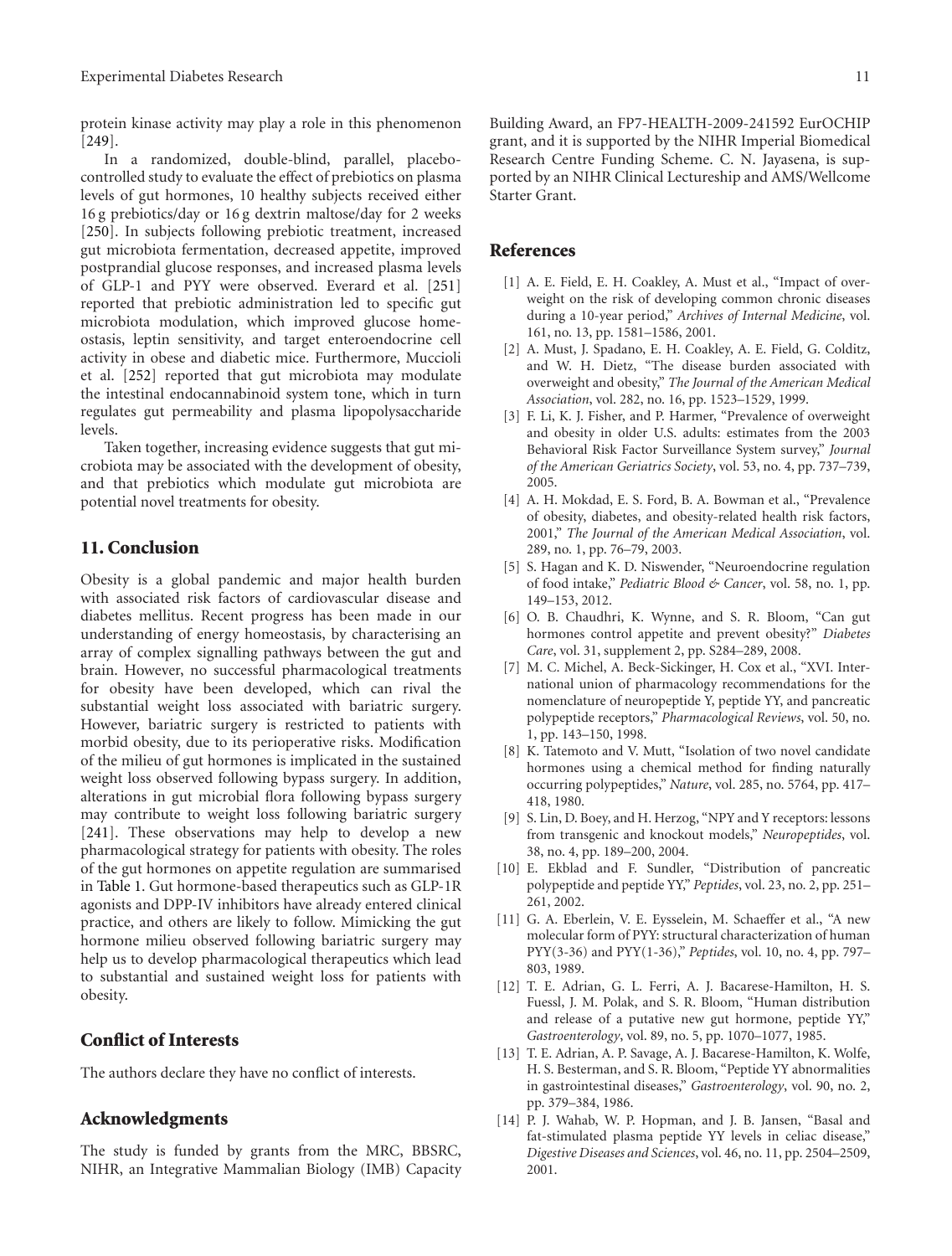protein kinase activity may play a role in this phenomenon [249].

In a randomized, double-blind, parallel, placebo-controlled study to evaluate the effect of prebiotics on plasma levels of gut hormones, 10 healthy subjects received either 16 g prebiotics/day or 16 g dextrin maltose/day for 2 weeks [250]. In subjects following prebiotic treatment, increased gut microbiota fermentation, decreased appetite, improved postprandial glucose responses, and increased plasma levels of GLP-1 and PYY were observed. Everard et al. [251] reported that prebiotic administration led to specific gut microbiota modulation, which improved glucose homeostasis, leptin sensitivity, and target enteroendocrine cell activity in obese and diabetic mice. Furthermore, Muccioli et al. [252] reported that gut microbiota may modulate the intestinal endocannabinoid system tone, which in turn regulates gut permeability and plasma lipopolysaccharide levels.

Taken together, increasing evidence suggests that gut microbiota may be associated with the development of obesity, and that prebiotics which modulate gut microbiota are potential novel treatments for obesity.

## 11. Conclusion

Obesity is a global pandemic and major health burden with associated risk factors of cardiovascular disease and diabetes mellitus. Recent progress has been made in our understanding of energy homeostasis, by characterising an array of complex signalling pathways between the gut and brain. However, no successful pharmacological treatments for obesity have been developed, which can rival the substantial weight loss associated with bariatric surgery. However, bariatric surgery is restricted to patients with morbid obesity, due to its perioperative risks. Modification of the milieu of gut hormones is implicated in the sustained weight loss observed following bypass surgery. In addition, alterations in gut microbial flora following bypass surgery may contribute to weight loss following bariatric surgery [241]. These observations may help to develop a new pharmacological strategy for patients with obesity. The roles of the gut hormones on appetite regulation are summarised in Table 1. Gut hormone-based therapeutics such as GLP-1R agonists and DPP-IV inhibitors have already entered clinical practice, and others are likely to follow. Mimicking the gut hormone milieu observed following bariatric surgery may help us to develop pharmacological therapeutics which lead to substantial and sustained weight loss for patients with obesity.

## Conflict of Interests

The authors declare they have no conflict of interests.

## Acknowledgments

The study is funded by grants from the MRC, BBSRC, NIHR, an Integrative Mammalian Biology (IMB) Capacity Building Award, an FP7-HEALTH-2009-241592 EurOCHIP grant, and it is supported by the NIHR Imperial Biomedical Research Centre Funding Scheme. C. N. Jayasena, is supported by an NIHR Clinical Lectureship and AMS/Wellcome Starter Grant.

## References

[1] A. E. Field, E. H. Coakley, A. Must et al., "Impact of overweight on the risk of developing common chronic diseases during a 10-year period," *Archives of Internal Medicine*, vol. 161, no. 13, pp. 1581–1586, 2001.

[2] A. Must, J. Spadano, E. H. Coakley, A. E. Field, G. Colditz, and W. H. Dietz, "The disease burden associated with overweight and obesity," *The Journal of the American Medical Association*, vol. 282, no. 16, pp. 1523–1529, 1999.

[3] F. Li, K. J. Fisher, and P. Harmer, "Prevalence of overweight and obesity in older U.S. adults: estimates from the 2003 Behavioral Risk Factor Surveillance System survey," *Journal of the American Geriatrics Society*, vol. 53, no. 4, pp. 737–739, 2005.

[4] A. H. Mokdad, E. S. Ford, B. A. Bowman et al., "Prevalence of obesity, diabetes, and obesity-related health risk factors, 2001," *The Journal of the American Medical Association*, vol. 289, no. 1, pp. 76–79, 2003.

[5] S. Hagan and K. D. Niswender, "Neuroendocrine regulation of food intake," *Pediatric Blood & Cancer*, vol. 58, no. 1, pp. 149–153, 2012.

[6] O. B. Chaudhri, K. Wynne, and S. R. Bloom, "Can gut hormones control appetite and prevent obesity?" *Diabetes Care*, vol. 31, supplement 2, pp. S284–289, 2008.

[7] M. C. Michel, A. Beck-Sickinger, H. Cox et al., "XVI. International union of pharmacology recommendations for the nomenclature of neuropeptide Y, peptide YY, and pancreatic polypeptide receptors," *Pharmacological Reviews*, vol. 50, no. 1, pp. 143–150, 1998.

[8] K. Tatemoto and V. Mutt, "Isolation of two novel candidate hormones using a chemical method for finding naturally occurring polypeptides," *Nature*, vol. 285, no. 5764, pp. 417–418, 1980.

[9] S. Lin, D. Boey, and H. Herzog, "NPY and Y receptors: lessons from transgenic and knockout models," *Neuropeptides*, vol. 38, no. 4, pp. 189–200, 2004.

[10] E. Ekblad and F. Sundler, "Distribution of pancreatic polypeptide and peptide YY," *Peptides*, vol. 23, no. 2, pp. 251–261, 2002.

[11] G. A. Eberlein, V. E. Eysselein, M. Schaeffer et al., "A new molecular form of PYY: structural characterization of human PYY(3-36) and PYY(1-36)," *Peptides*, vol. 10, no. 4, pp. 797–803, 1989.

[12] T. E. Adrian, G. L. Ferri, A. J. Bacarese-Hamilton, H. S. Fuessl, J. M. Polak, and S. R. Bloom, "Human distribution and release of a putative new gut hormone, peptide YY," *Gastroenterology*, vol. 89, no. 5, pp. 1070–1077, 1985.

[13] T. E. Adrian, A. P. Savage, A. J. Bacarese-Hamilton, K. Wolfe, H. S. Besterman, and S. R. Bloom, "Peptide YY abnormalities in gastrointestinal diseases," *Gastroenterology*, vol. 90, no. 2, pp. 379–384, 1986.

[14] P. J. Wahab, W. P. Hopman, and J. B. Jansen, "Basal and fat-stimulated plasma peptide YY levels in celiac disease," *Digestive Diseases and Sciences*, vol. 46, no. 11, pp. 2504–2509, 2001.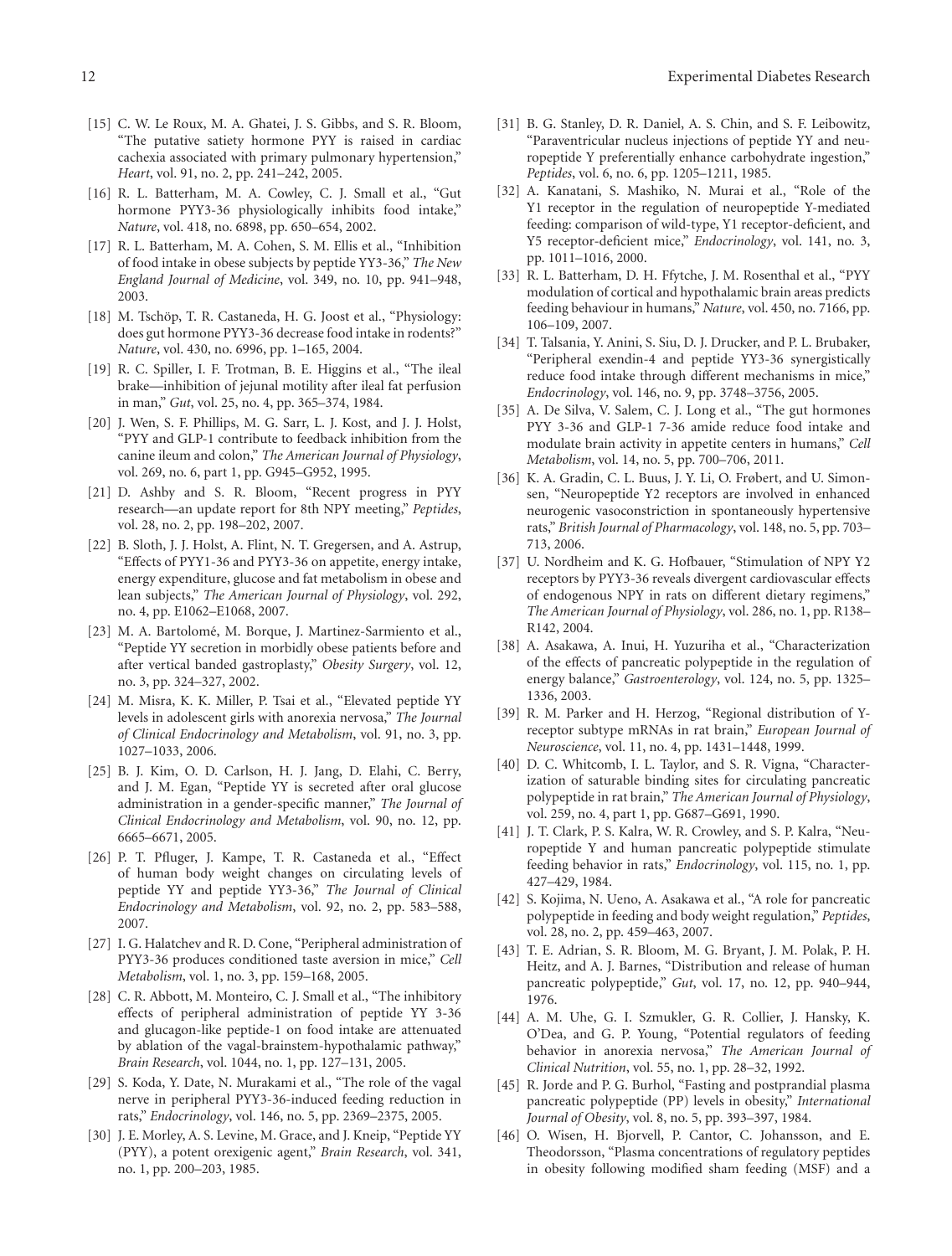[15] C. W. Le Roux, M. A. Ghatei, J. S. Gibbs, and S. R. Bloom, "The putative satiety hormone PYY is raised in cardiac cachexia associated with primary pulmonary hypertension," *Heart*, vol. 91, no. 2, pp. 241–242, 2005.

[16] R. L. Batterham, M. A. Cowley, C. J. Small et al., "Gut hormone PYY3-36 physiologically inhibits food intake," *Nature*, vol. 418, no. 6898, pp. 650–654, 2002.

[17] R. L. Batterham, M. A. Cohen, S. M. Ellis et al., "Inhibition of food intake in obese subjects by peptide YY3-36," *The New England Journal of Medicine*, vol. 349, no. 10, pp. 941–948, 2003.

[18] M. Tschöp, T. R. Castaneda, H. G. Joost et al., "Physiology: does gut hormone PYY3-36 decrease food intake in rodents?" *Nature*, vol. 430, no. 6996, pp. 1–165, 2004.

[19] R. C. Spiller, I. F. Trotman, B. E. Higgins et al., "The ileal brake—inhibition of jejunal motility after ileal fat perfusion in man," *Gut*, vol. 25, no. 4, pp. 365–374, 1984.

[20] J. Wen, S. F. Phillips, M. G. Sarr, L. J. Kost, and J. J. Holst, "PYY and GLP-1 contribute to feedback inhibition from the canine ileum and colon," *The American Journal of Physiology*, vol. 269, no. 6, part 1, pp. G945–G952, 1995.

[21] D. Ashby and S. R. Bloom, "Recent progress in PYY research—an update report for 8th NPY meeting," *Peptides*, vol. 28, no. 2, pp. 198–202, 2007.

[22] B. Sloth, J. J. Holst, A. Flint, N. T. Gregersen, and A. Astrup, "Effects of PYY1-36 and PYY3-36 on appetite, energy intake, energy expenditure, glucose and fat metabolism in obese and lean subjects," *The American Journal of Physiology*, vol. 292, no. 4, pp. E1062–E1068, 2007.

[23] M. A. Bartolomé, M. Borque, J. Martinez-Sarmiento et al., "Peptide YY secretion in morbidly obese patients before and after vertical banded gastroplasty," *Obesity Surgery*, vol. 12, no. 3, pp. 324–327, 2002.

[24] M. Misra, K. K. Miller, P. Tsai et al., "Elevated peptide YY levels in adolescent girls with anorexia nervosa," *The Journal of Clinical Endocrinology and Metabolism*, vol. 91, no. 3, pp. 1027–1033, 2006.

[25] B. J. Kim, O. D. Carlson, H. J. Jang, D. Elahi, C. Berry, and J. M. Egan, "Peptide YY is secreted after oral glucose administration in a gender-specific manner," *The Journal of Clinical Endocrinology and Metabolism*, vol. 90, no. 12, pp. 6665–6671, 2005.

[26] P. T. Pfluger, J. Kampe, T. R. Castaneda et al., "Effect of human body weight changes on circulating levels of peptide YY and peptide YY3-36," *The Journal of Clinical Endocrinology and Metabolism*, vol. 92, no. 2, pp. 583–588, 2007.

[27] I. G. Halatchev and R. D. Cone, "Peripheral administration of PYY3-36 produces conditioned taste aversion in mice," *Cell Metabolism*, vol. 1, no. 3, pp. 159–168, 2005.

[28] C. R. Abbott, M. Monteiro, C. J. Small et al., "The inhibitory effects of peripheral administration of peptide YY 3-36 and glucagon-like peptide-1 on food intake are attenuated by ablation of the vagal-brainstem-hypothalamic pathway," *Brain Research*, vol. 1044, no. 1, pp. 127–131, 2005.

[29] S. Koda, Y. Date, N. Murakami et al., "The role of the vagal nerve in peripheral PYY3-36-induced feeding reduction in rats," *Endocrinology*, vol. 146, no. 5, pp. 2369–2375, 2005.

[30] J. E. Morley, A. S. Levine, M. Grace, and J. Kneip, "Peptide YY (PYY), a potent orexigenic agent," *Brain Research*, vol. 341, no. 1, pp. 200–203, 1985.

[31] B. G. Stanley, D. R. Daniel, A. S. Chin, and S. F. Leibowitz, "Paraventricular nucleus injections of peptide YY and neuropeptide Y preferentially enhance carbohydrate ingestion," *Peptides*, vol. 6, no. 6, pp. 1205–1211, 1985.

[32] A. Kanatani, S. Mashiko, N. Murai et al., "Role of the Y1 receptor in the regulation of neuropeptide Y-mediated feeding: comparison of wild-type, Y1 receptor-deficient, and Y5 receptor-deficient mice," *Endocrinology*, vol. 141, no. 3, pp. 1011–1016, 2000.

[33] R. L. Batterham, D. H. Ffytche, J. M. Rosenthal et al., "PYY modulation of cortical and hypothalamic brain areas predicts feeding behaviour in humans," *Nature*, vol. 450, no. 7166, pp. 106–109, 2007.

[34] T. Talsania, Y. Anini, S. Siu, D. J. Drucker, and P. L. Brubaker, "Peripheral exendin-4 and peptide YY3-36 synergistically reduce food intake through different mechanisms in mice," *Endocrinology*, vol. 146, no. 9, pp. 3748–3756, 2005.

[35] A. De Silva, V. Salem, C. J. Long et al., "The gut hormones PYY 3-36 and GLP-1 7-36 amide reduce food intake and modulate brain activity in appetite centers in humans," *Cell Metabolism*, vol. 14, no. 5, pp. 700–706, 2011.

[36] K. A. Gradin, C. L. Buus, J. Y. Li, O. Frøbert, and U. Simonsen, "Neuropeptide Y2 receptors are involved in enhanced neurogenic vasoconstriction in spontaneously hypertensive rats," *British Journal of Pharmacology*, vol. 148, no. 5, pp. 703–713, 2006.

[37] U. Nordheim and K. G. Hofbauer, "Stimulation of NPY Y2 receptors by PYY3-36 reveals divergent cardiovascular effects of endogenous NPY in rats on different dietary regimens," *The American Journal of Physiology*, vol. 286, no. 1, pp. R138–R142, 2004.

[38] A. Asakawa, A. Inui, H. Yuzuriha et al., "Characterization of the effects of pancreatic polypeptide in the regulation of energy balance," *Gastroenterology*, vol. 124, no. 5, pp. 1325–1336, 2003.

[39] R. M. Parker and H. Herzog, "Regional distribution of Y-receptor subtype mRNAs in rat brain," *European Journal of Neuroscience*, vol. 11, no. 4, pp. 1431–1448, 1999.

[40] D. C. Whitcomb, I. L. Taylor, and S. R. Vigna, "Characterization of saturable binding sites for circulating pancreatic polypeptide in rat brain," *The American Journal of Physiology*, vol. 259, no. 4, part 1, pp. G687–G691, 1990.

[41] J. T. Clark, P. S. Kalra, W. R. Crowley, and S. P. Kalra, "Neuropeptide Y and human pancreatic polypeptide stimulate feeding behavior in rats," *Endocrinology*, vol. 115, no. 1, pp. 427–429, 1984.

[42] S. Kojima, N. Ueno, A. Asakawa et al., "A role for pancreatic polypeptide in feeding and body weight regulation," *Peptides*, vol. 28, no. 2, pp. 459–463, 2007.

[43] T. E. Adrian, S. R. Bloom, M. G. Bryant, J. M. Polak, P. H. Heitz, and A. J. Barnes, "Distribution and release of human pancreatic polypeptide," *Gut*, vol. 17, no. 12, pp. 940–944, 1976.

[44] A. M. Uhe, G. I. Szmukler, G. R. Collier, J. Hansky, K. O'Dea, and G. P. Young, "Potential regulators of feeding behavior in anorexia nervosa," *The American Journal of Clinical Nutrition*, vol. 55, no. 1, pp. 28–32, 1992.

[45] R. Jorde and P. G. Burhol, "Fasting and postprandial plasma pancreatic polypeptide (PP) levels in obesity," *International Journal of Obesity*, vol. 8, no. 5, pp. 393–397, 1984.

[46] O. Wisen, H. Bjorvell, P. Cantor, C. Johansson, and E. Theodorsson, "Plasma concentrations of regulatory peptides in obesity following modified sham feeding (MSF) and a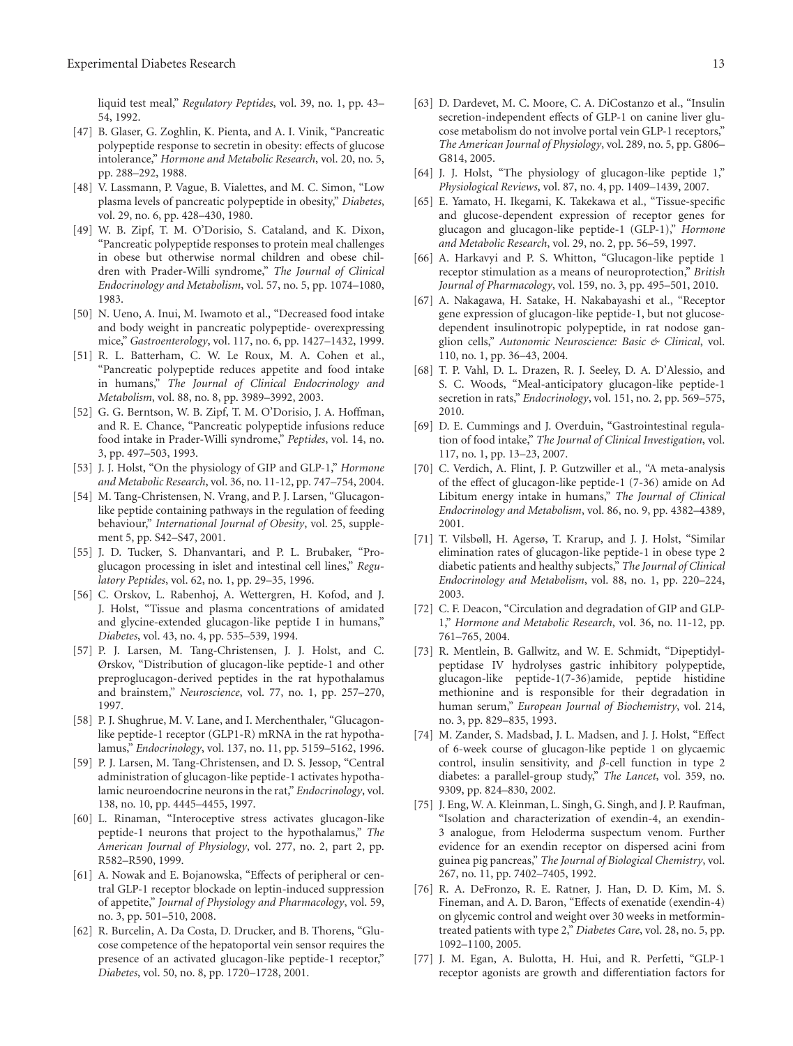liquid test meal," *Regulatory Peptides*, vol. 39, no. 1, pp. 43–54, 1992.

[47] B. Glaser, G. Zoghlin, K. Pienta, and A. I. Vinik, "Pancreatic polypeptide response to secretin in obesity: effects of glucose intolerance," *Hormone and Metabolic Research*, vol. 20, no. 5, pp. 288–292, 1988.

[48] V. Lassmann, P. Vague, B. Vialettes, and M. C. Simon, "Low plasma levels of pancreatic polypeptide in obesity," *Diabetes*, vol. 29, no. 6, pp. 428–430, 1980.

[49] W. B. Zipf, T. M. O'Dorisio, S. Cataland, and K. Dixon, "Pancreatic polypeptide responses to protein meal challenges in obese but otherwise normal children and obese children with Prader-Willi syndrome," *The Journal of Clinical Endocrinology and Metabolism*, vol. 57, no. 5, pp. 1074–1080, 1983.

[50] N. Ueno, A. Inui, M. Iwamoto et al., "Decreased food intake and body weight in pancreatic polypeptide- overexpressing mice," *Gastroenterology*, vol. 117, no. 6, pp. 1427–1432, 1999.

[51] R. L. Batterham, C. W. Le Roux, M. A. Cohen et al., "Pancreatic polypeptide reduces appetite and food intake in humans," *The Journal of Clinical Endocrinology and Metabolism*, vol. 88, no. 8, pp. 3989–3992, 2003.

[52] G. G. Berntson, W. B. Zipf, T. M. O'Dorisio, J. A. Hoffman, and R. E. Chance, "Pancreatic polypeptide infusions reduce food intake in Prader-Willi syndrome," *Peptides*, vol. 14, no. 3, pp. 497–503, 1993.

[53] J. J. Holst, "On the physiology of GIP and GLP-1," *Hormone and Metabolic Research*, vol. 36, no. 11-12, pp. 747–754, 2004.

[54] M. Tang-Christensen, N. Vrang, and P. J. Larsen, "Glucagon-like peptide containing pathways in the regulation of feeding behaviour," *International Journal of Obesity*, vol. 25, supplement 5, pp. S42–S47, 2001.

[55] J. D. Tucker, S. Dhanvantari, and P. L. Brubaker, "Proglucagon processing in islet and intestinal cell lines," *Regulatory Peptides*, vol. 62, no. 1, pp. 29–35, 1996.

[56] C. Orskov, L. Rabenhoj, A. Wettergren, H. Kofod, and J. J. Holst, "Tissue and plasma concentrations of amidated and glycine-extended glucagon-like peptide I in humans," *Diabetes*, vol. 43, no. 4, pp. 535–539, 1994.

[57] P. J. Larsen, M. Tang-Christensen, J. J. Holst, and C. Ørskov, "Distribution of glucagon-like peptide-1 and other preproglucagon-derived peptides in the rat hypothalamus and brainstem," *Neuroscience*, vol. 77, no. 1, pp. 257–270, 1997.

[58] P. J. Shughrue, M. V. Lane, and I. Merchenthaler, "Glucagon-like peptide-1 receptor (GLP1-R) mRNA in the rat hypothalamus," *Endocrinology*, vol. 137, no. 11, pp. 5159–5162, 1996.

[59] P. J. Larsen, M. Tang-Christensen, and D. S. Jessop, "Central administration of glucagon-like peptide-1 activates hypothalamic neuroendocrine neurons in the rat," *Endocrinology*, vol. 138, no. 10, pp. 4445–4455, 1997.

[60] L. Rinaman, "Interoceptive stress activates glucagon-like peptide-1 neurons that project to the hypothalamus," *The American Journal of Physiology*, vol. 277, no. 2, part 2, pp. R582–R590, 1999.

[61] A. Nowak and E. Bojanowska, "Effects of peripheral or central GLP-1 receptor blockade on leptin-induced suppression of appetite," *Journal of Physiology and Pharmacology*, vol. 59, no. 3, pp. 501–510, 2008.

[62] R. Burcelin, A. Da Costa, D. Drucker, and B. Thorens, "Glucose competence of the hepatoportal vein sensor requires the presence of an activated glucagon-like peptide-1 receptor," *Diabetes*, vol. 50, no. 8, pp. 1720–1728, 2001.

[63] D. Dardevet, M. C. Moore, C. A. DiCostanzo et al., "Insulin secretion-independent effects of GLP-1 on canine liver glucose metabolism do not involve portal vein GLP-1 receptors," *The American Journal of Physiology*, vol. 289, no. 5, pp. G806–G814, 2005.

[64] J. J. Holst, "The physiology of glucagon-like peptide 1," *Physiological Reviews*, vol. 87, no. 4, pp. 1409–1439, 2007.

[65] E. Yamato, H. Ikegami, K. Takekawa et al., "Tissue-specific and glucose-dependent expression of receptor genes for glucagon and glucagon-like peptide-1 (GLP-1)," *Hormone and Metabolic Research*, vol. 29, no. 2, pp. 56–59, 1997.

[66] A. Harkavyi and P. S. Whitton, "Glucagon-like peptide 1 receptor stimulation as a means of neuroprotection," *British Journal of Pharmacology*, vol. 159, no. 3, pp. 495–501, 2010.

[67] A. Nakagawa, H. Satake, H. Nakabayashi et al., "Receptor gene expression of glucagon-like peptide-1, but not glucose-dependent insulinotropic polypeptide, in rat nodose ganglion cells," *Autonomic Neuroscience: Basic & Clinical*, vol. 110, no. 1, pp. 36–43, 2004.

[68] T. P. Vahl, D. L. Drazen, R. J. Seeley, D. A. D'Alessio, and S. C. Woods, "Meal-anticipatory glucagon-like peptide-1 secretion in rats," *Endocrinology*, vol. 151, no. 2, pp. 569–575, 2010.

[69] D. E. Cummings and J. Overduin, "Gastrointestinal regulation of food intake," *The Journal of Clinical Investigation*, vol. 117, no. 1, pp. 13–23, 2007.

[70] C. Verdich, A. Flint, J. P. Gutzwiller et al., "A meta-analysis of the effect of glucagon-like peptide-1 (7-36) amide on Ad Libitum energy intake in humans," *The Journal of Clinical Endocrinology and Metabolism*, vol. 86, no. 9, pp. 4382–4389, 2001.

[71] T. Vilsbøll, H. Agersø, T. Krarup, and J. J. Holst, "Similar elimination rates of glucagon-like peptide-1 in obese type 2 diabetic patients and healthy subjects," *The Journal of Clinical Endocrinology and Metabolism*, vol. 88, no. 1, pp. 220–224, 2003.

[72] C. F. Deacon, "Circulation and degradation of GIP and GLP-1," *Hormone and Metabolic Research*, vol. 36, no. 11-12, pp. 761–765, 2004.

[73] R. Mentlein, B. Gallwitz, and W. E. Schmidt, "Dipeptidyl-peptidase IV hydrolyses gastric inhibitory polypeptide, glucagon-like peptide-1(7-36)amide, peptide histidine methionine and is responsible for their degradation in human serum," *European Journal of Biochemistry*, vol. 214, no. 3, pp. 829–835, 1993.

[74] M. Zander, S. Madsbad, J. L. Madsen, and J. J. Holst, "Effect of 6-week course of glucagon-like peptide 1 on glycaemic control, insulin sensitivity, and $\beta$-cell function in type 2 diabetes: a parallel-group study," *The Lancet*, vol. 359, no. 9309, pp. 824–830, 2002.

[75] J. Eng, W. A. Kleinman, L. Singh, G. Singh, and J. P. Raufman, "Isolation and characterization of exendin-4, an exendin-3 analogue, from Heloderma suspectum venom. Further evidence for an exendin receptor on dispersed acini from guinea pig pancreas," *The Journal of Biological Chemistry*, vol. 267, no. 11, pp. 7402–7405, 1992.

[76] R. A. DeFronzo, R. E. Ratner, J. Han, D. D. Kim, M. S. Fineman, and A. D. Baron, "Effects of exenatide (exendin-4) on glycemic control and weight over 30 weeks in metformin-treated patients with type 2," *Diabetes Care*, vol. 28, no. 5, pp. 1092–1100, 2005.

[77] J. M. Egan, A. Bulotta, H. Hui, and R. Perfetti, "GLP-1 receptor agonists are growth and differentiation factors for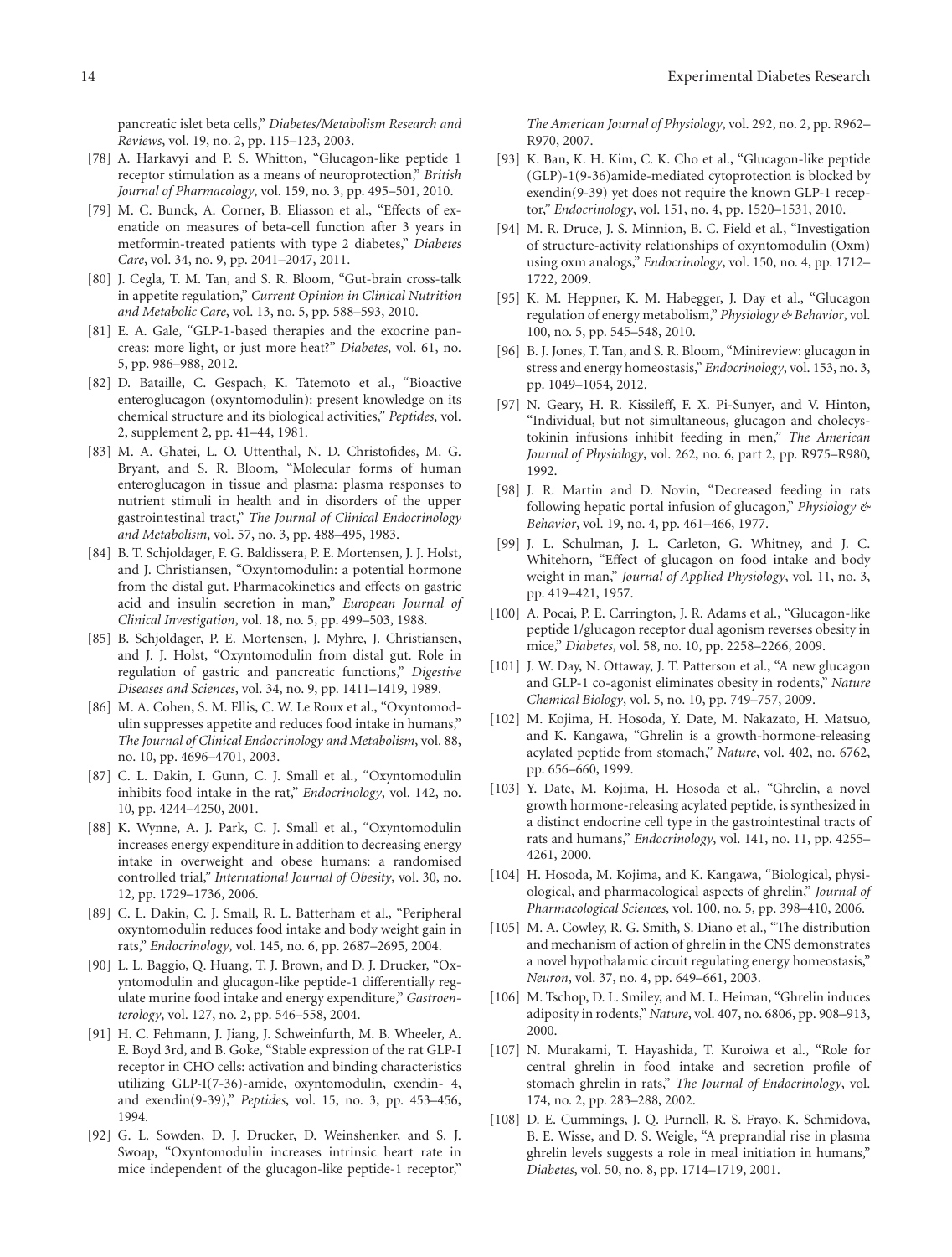pancreatic islet beta cells," *Diabetes/Metabolism Research and Reviews*, vol. 19, no. 2, pp. 115–123, 2003.

[78] A. Harkavyi and P. S. Whitton, "Glucagon-like peptide 1 receptor stimulation as a means of neuroprotection," *British Journal of Pharmacology*, vol. 159, no. 3, pp. 495–501, 2010.

[79] M. C. Bunck, A. Corner, B. Eliasson et al., "Effects of exenatide on measures of beta-cell function after 3 years in metformin-treated patients with type 2 diabetes," *Diabetes Care*, vol. 34, no. 9, pp. 2041–2047, 2011.

[80] J. Cegla, T. M. Tan, and S. R. Bloom, "Gut-brain cross-talk in appetite regulation," *Current Opinion in Clinical Nutrition and Metabolic Care*, vol. 13, no. 5, pp. 588–593, 2010.

[81] E. A. Gale, "GLP-1-based therapies and the exocrine pancreas: more light, or just more heat?" *Diabetes*, vol. 61, no. 5, pp. 986–988, 2012.

[82] D. Bataille, C. Gespach, K. Tatemoto et al., "Bioactive enteroglucagon (oxyntomodulin): present knowledge on its chemical structure and its biological activities," *Peptides*, vol. 2, supplement 2, pp. 41–44, 1981.

[83] M. A. Ghatei, L. O. Uttenthal, N. D. Christofides, M. G. Bryant, and S. R. Bloom, "Molecular forms of human enteroglucagon in tissue and plasma: plasma responses to nutrient stimuli in health and in disorders of the upper gastrointestinal tract," *The Journal of Clinical Endocrinology and Metabolism*, vol. 57, no. 3, pp. 488–495, 1983.

[84] B. T. Schjoldager, F. G. Baldissera, P. E. Mortensen, J. J. Holst, and J. Christiansen, "Oxyntomodulin: a potential hormone from the distal gut. Pharmacokinetics and effects on gastric acid and insulin secretion in man," *European Journal of Clinical Investigation*, vol. 18, no. 5, pp. 499–503, 1988.

[85] B. Schjoldager, P. E. Mortensen, J. Myhre, J. Christiansen, and J. J. Holst, "Oxyntomodulin from distal gut. Role in regulation of gastric and pancreatic functions," *Digestive Diseases and Sciences*, vol. 34, no. 9, pp. 1411–1419, 1989.

[86] M. A. Cohen, S. M. Ellis, C. W. Le Roux et al., "Oxyntomodulin suppresses appetite and reduces food intake in humans," *The Journal of Clinical Endocrinology and Metabolism*, vol. 88, no. 10, pp. 4696–4701, 2003.

[87] C. L. Dakin, I. Gunn, C. J. Small et al., "Oxyntomodulin inhibits food intake in the rat," *Endocrinology*, vol. 142, no. 10, pp. 4244–4250, 2001.

[88] K. Wynne, A. J. Park, C. J. Small et al., "Oxyntomodulin increases energy expenditure in addition to decreasing energy intake in overweight and obese humans: a randomised controlled trial," *International Journal of Obesity*, vol. 30, no. 12, pp. 1729–1736, 2006.

[89] C. L. Dakin, C. J. Small, R. L. Batterham et al., "Peripheral oxyntomodulin reduces food intake and body weight gain in rats," *Endocrinology*, vol. 145, no. 6, pp. 2687–2695, 2004.

[90] L. L. Baggio, Q. Huang, T. J. Brown, and D. J. Drucker, "Oxyntomodulin and glucagon-like peptide-1 differentially regulate murine food intake and energy expenditure," *Gastroenterology*, vol. 127, no. 2, pp. 546–558, 2004.

[91] H. C. Fehmann, J. Jiang, J. Schweinfurth, M. B. Wheeler, A. E. Boyd 3rd, and B. Goke, "Stable expression of the rat GLP-I receptor in CHO cells: activation and binding characteristics utilizing GLP-I(7-36)-amide, oxyntomodulin, exendin- 4, and exendin(9-39)," *Peptides*, vol. 15, no. 3, pp. 453–456, 1994.

[92] G. L. Sowden, D. J. Drucker, D. Weinshenker, and S. J. Swoap, "Oxyntomodulin increases intrinsic heart rate in mice independent of the glucagon-like peptide-1 receptor," *The American Journal of Physiology*, vol. 292, no. 2, pp. R962–R970, 2007.

[93] K. Ban, K. H. Kim, C. K. Cho et al., "Glucagon-like peptide (GLP)-1(9-36)amide-mediated cytoprotection is blocked by exendin(9-39) yet does not require the known GLP-1 receptor," *Endocrinology*, vol. 151, no. 4, pp. 1520–1531, 2010.

[94] M. R. Druce, J. S. Minnion, B. C. Field et al., "Investigation of structure-activity relationships of oxyntomodulin (Oxm) using oxm analogs," *Endocrinology*, vol. 150, no. 4, pp. 1712–1722, 2009.

[95] K. M. Heppner, K. M. Habegger, J. Day et al., "Glucagon regulation of energy metabolism," *Physiology & Behavior*, vol. 100, no. 5, pp. 545–548, 2010.

[96] B. J. Jones, T. Tan, and S. R. Bloom, "Minireview: glucagon in stress and energy homeostasis," *Endocrinology*, vol. 153, no. 3, pp. 1049–1054, 2012.

[97] N. Geary, H. R. Kissileff, F. X. Pi-Sunyer, and V. Hinton, "Individual, but not simultaneous, glucagon and cholecystokinin infusions inhibit feeding in men," *The American Journal of Physiology*, vol. 262, no. 6, part 2, pp. R975–R980, 1992.

[98] J. R. Martin and D. Novin, "Decreased feeding in rats following hepatic portal infusion of glucagon," *Physiology & Behavior*, vol. 19, no. 4, pp. 461–466, 1977.

[99] J. L. Schulman, J. L. Carleton, G. Whitney, and J. C. Whitehorn, "Effect of glucagon on food intake and body weight in man," *Journal of Applied Physiology*, vol. 11, no. 3, pp. 419–421, 1957.

[100] A. Pocai, P. E. Carrington, J. R. Adams et al., "Glucagon-like peptide 1/glucagon receptor dual agonism reverses obesity in mice," *Diabetes*, vol. 58, no. 10, pp. 2258–2266, 2009.

[101] J. W. Day, N. Ottaway, J. T. Patterson et al., "A new glucagon and GLP-1 co-agonist eliminates obesity in rodents," *Nature Chemical Biology*, vol. 5, no. 10, pp. 749–757, 2009.

[102] M. Kojima, H. Hosoda, Y. Date, M. Nakazato, H. Matsuo, and K. Kangawa, "Ghrelin is a growth-hormone-releasing acylated peptide from stomach," *Nature*, vol. 402, no. 6762, pp. 656–660, 1999.

[103] Y. Date, M. Kojima, H. Hosoda et al., "Ghrelin, a novel growth hormone-releasing acylated peptide, is synthesized in a distinct endocrine cell type in the gastrointestinal tracts of rats and humans," *Endocrinology*, vol. 141, no. 11, pp. 4255–4261, 2000.

[104] H. Hosoda, M. Kojima, and K. Kangawa, "Biological, physiological, and pharmacological aspects of ghrelin," *Journal of Pharmacological Sciences*, vol. 100, no. 5, pp. 398–410, 2006.

[105] M. A. Cowley, R. G. Smith, S. Diano et al., "The distribution and mechanism of action of ghrelin in the CNS demonstrates a novel hypothalamic circuit regulating energy homeostasis," *Neuron*, vol. 37, no. 4, pp. 649–661, 2003.

[106] M. Tschop, D. L. Smiley, and M. L. Heiman, "Ghrelin induces adiposity in rodents," *Nature*, vol. 407, no. 6806, pp. 908–913, 2000.

[107] N. Murakami, T. Hayashida, T. Kuroiwa et al., "Role for central ghrelin in food intake and secretion profile of stomach ghrelin in rats," *The Journal of Endocrinology*, vol. 174, no. 2, pp. 283–288, 2002.

[108] D. E. Cummings, J. Q. Purnell, R. S. Frayo, K. Schmidova, B. E. Wisse, and D. S. Weigle, "A preprandial rise in plasma ghrelin levels suggests a role in meal initiation in humans," *Diabetes*, vol. 50, no. 8, pp. 1714–1719, 2001.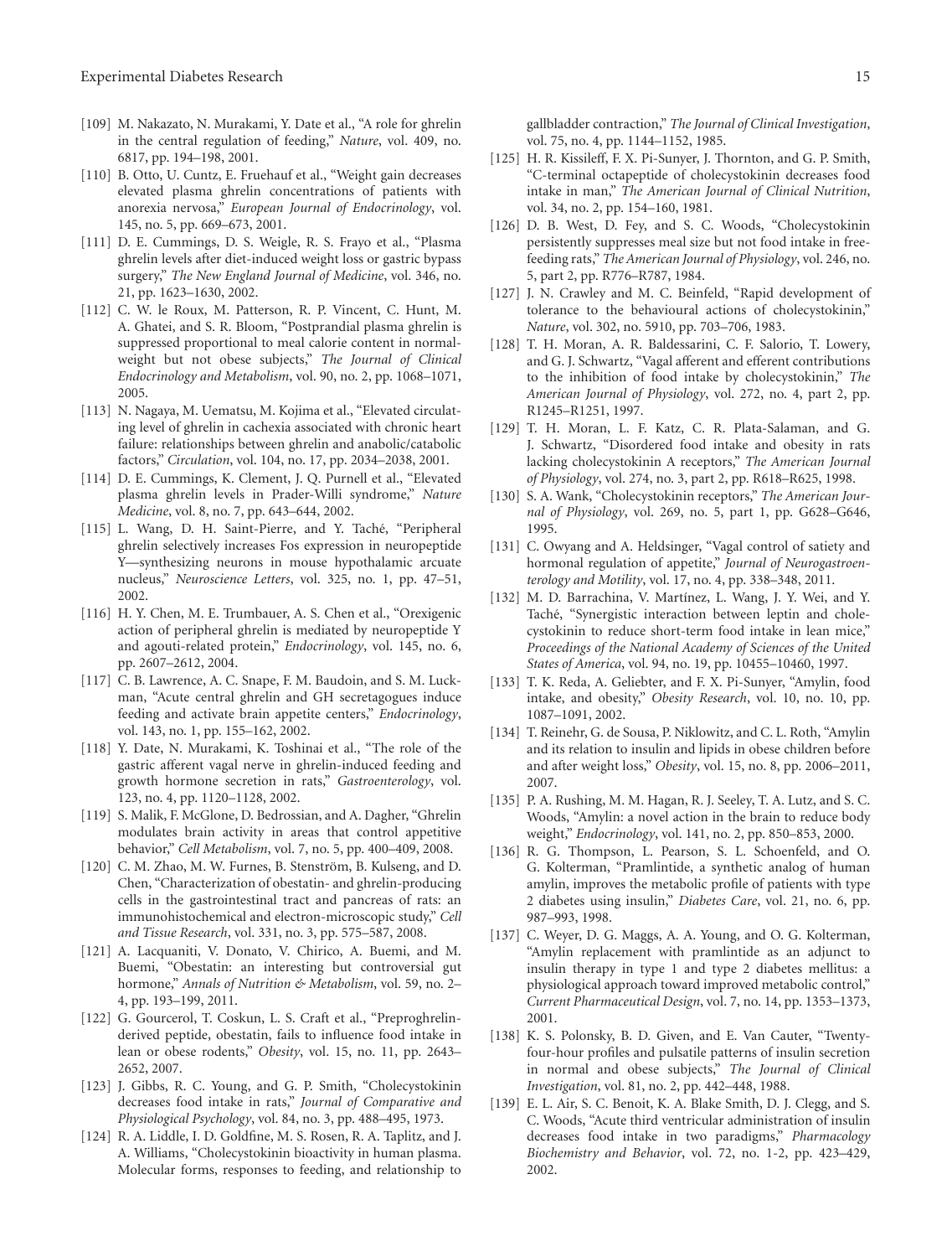[109] M. Nakazato, N. Murakami, Y. Date et al., "A role for ghrelin in the central regulation of feeding," *Nature*, vol. 409, no. 6817, pp. 194–198, 2001.

[110] B. Otto, U. Cuntz, E. Fruehauf et al., "Weight gain decreases elevated plasma ghrelin concentrations of patients with anorexia nervosa," *European Journal of Endocrinology*, vol. 145, no. 5, pp. 669–673, 2001.

[111] D. E. Cummings, D. S. Weigle, R. S. Frayo et al., "Plasma ghrelin levels after diet-induced weight loss or gastric bypass surgery," *The New England Journal of Medicine*, vol. 346, no. 21, pp. 1623–1630, 2002.

[112] C. W. le Roux, M. Patterson, R. P. Vincent, C. Hunt, M. A. Ghatei, and S. R. Bloom, "Postprandial plasma ghrelin is suppressed proportional to meal calorie content in normal-weight but not obese subjects," *The Journal of Clinical Endocrinology and Metabolism*, vol. 90, no. 2, pp. 1068–1071, 2005.

[113] N. Nagaya, M. Uematsu, M. Kojima et al., "Elevated circulating level of ghrelin in cachexia associated with chronic heart failure: relationships between ghrelin and anabolic/catabolic factors," *Circulation*, vol. 104, no. 17, pp. 2034–2038, 2001.

[114] D. E. Cummings, K. Clement, J. Q. Purnell et al., "Elevated plasma ghrelin levels in Prader-Willi syndrome," *Nature Medicine*, vol. 8, no. 7, pp. 643–644, 2002.

[115] L. Wang, D. H. Saint-Pierre, and Y. Taché, "Peripheral ghrelin selectively increases Fos expression in neuropeptide Y—synthesizing neurons in mouse hypothalamic arcuate nucleus," *Neuroscience Letters*, vol. 325, no. 1, pp. 47–51, 2002.

[116] H. Y. Chen, M. E. Trumbauer, A. S. Chen et al., "Orexigenic action of peripheral ghrelin is mediated by neuropeptide Y and agouti-related protein," *Endocrinology*, vol. 145, no. 6, pp. 2607–2612, 2004.

[117] C. B. Lawrence, A. C. Snape, F. M. Baudoin, and S. M. Luckman, "Acute central ghrelin and GH secretagogues induce feeding and activate brain appetite centers," *Endocrinology*, vol. 143, no. 1, pp. 155–162, 2002.

[118] Y. Date, N. Murakami, K. Toshinai et al., "The role of the gastric afferent vagal nerve in ghrelin-induced feeding and growth hormone secretion in rats," *Gastroenterology*, vol. 123, no. 4, pp. 1120–1128, 2002.

[119] S. Malik, F. McGlone, D. Bedrossian, and A. Dagher, "Ghrelin modulates brain activity in areas that control appetitive behavior," *Cell Metabolism*, vol. 7, no. 5, pp. 400–409, 2008.

[120] C. M. Zhao, M. W. Furnes, B. Stenström, B. Kulseng, and D. Chen, "Characterization of obestatin- and ghrelin-producing cells in the gastrointestinal tract and pancreas of rats: an immunohistochemical and electron-microscopic study," *Cell and Tissue Research*, vol. 331, no. 3, pp. 575–587, 2008.

[121] A. Lacquaniti, V. Donato, V. Chirico, A. Buemi, and M. Buemi, "Obestatin: an interesting but controversial gut hormone," *Annals of Nutrition & Metabolism*, vol. 59, no. 2–4, pp. 193–199, 2011.

[122] G. Gourcerol, T. Coskun, L. S. Craft et al., "Preproghrelin-derived peptide, obestatin, fails to influence food intake in lean or obese rodents," *Obesity*, vol. 15, no. 11, pp. 2643–2652, 2007.

[123] J. Gibbs, R. C. Young, and G. P. Smith, "Cholecystokinin decreases food intake in rats," *Journal of Comparative and Physiological Psychology*, vol. 84, no. 3, pp. 488–495, 1973.

[124] R. A. Liddle, I. D. Goldfine, M. S. Rosen, R. A. Taplitz, and J. A. Williams, "Cholecystokinin bioactivity in human plasma. Molecular forms, responses to feeding, and relationship to gallbladder contraction," *The Journal of Clinical Investigation*, vol. 75, no. 4, pp. 1144–1152, 1985.

[125] H. R. Kissileff, F. X. Pi-Sunyer, J. Thornton, and G. P. Smith, "C-terminal octapeptide of cholecystokinin decreases food intake in man," *The American Journal of Clinical Nutrition*, vol. 34, no. 2, pp. 154–160, 1981.

[126] D. B. West, D. Fey, and S. C. Woods, "Cholecystokinin persistently suppresses meal size but not food intake in free-feeding rats," *The American Journal of Physiology*, vol. 246, no. 5, part 2, pp. R776–R787, 1984.

[127] J. N. Crawley and M. C. Beinfeld, "Rapid development of tolerance to the behavioural actions of cholecystokinin," *Nature*, vol. 302, no. 5910, pp. 703–706, 1983.

[128] T. H. Moran, A. R. Baldessarini, C. F. Salorio, T. Lowery, and G. J. Schwartz, "Vagal afferent and efferent contributions to the inhibition of food intake by cholecystokinin," *The American Journal of Physiology*, vol. 272, no. 4, part 2, pp. R1245–R1251, 1997.

[129] T. H. Moran, L. F. Katz, C. R. Plata-Salaman, and G. J. Schwartz, "Disordered food intake and obesity in rats lacking cholecystokinin A receptors," *The American Journal of Physiology*, vol. 274, no. 3, part 2, pp. R618–R625, 1998.

[130] S. A. Wank, "Cholecystokinin receptors," *The American Journal of Physiology*, vol. 269, no. 5, part 1, pp. G628–G646, 1995.

[131] C. Owyang and A. Heldsinger, "Vagal control of satiety and hormonal regulation of appetite," *Journal of Neurogastroenterology and Motility*, vol. 17, no. 4, pp. 338–348, 2011.

[132] M. D. Barrachina, V. Martínez, L. Wang, J. Y. Wei, and Y. Taché, "Synergistic interaction between leptin and cholecystokinin to reduce short-term food intake in lean mice," *Proceedings of the National Academy of Sciences of the United States of America*, vol. 94, no. 19, pp. 10455–10460, 1997.

[133] T. K. Reda, A. Geliebter, and F. X. Pi-Sunyer, "Amylin, food intake, and obesity," *Obesity Research*, vol. 10, no. 10, pp. 1087–1091, 2002.

[134] T. Reinehr, G. de Sousa, P. Niklowitz, and C. L. Roth, "Amylin and its relation to insulin and lipids in obese children before and after weight loss," *Obesity*, vol. 15, no. 8, pp. 2006–2011, 2007.

[135] P. A. Rushing, M. M. Hagan, R. J. Seeley, T. A. Lutz, and S. C. Woods, "Amylin: a novel action in the brain to reduce body weight," *Endocrinology*, vol. 141, no. 2, pp. 850–853, 2000.

[136] R. G. Thompson, L. Pearson, S. L. Schoenfeld, and O. G. Kolterman, "Pramlintide, a synthetic analog of human amylin, improves the metabolic profile of patients with type 2 diabetes using insulin," *Diabetes Care*, vol. 21, no. 6, pp. 987–993, 1998.

[137] C. Weyer, D. G. Maggs, A. A. Young, and O. G. Kolterman, "Amylin replacement with pramlintide as an adjunct to insulin therapy in type 1 and type 2 diabetes mellitus: a physiological approach toward improved metabolic control," *Current Pharmaceutical Design*, vol. 7, no. 14, pp. 1353–1373, 2001.

[138] K. S. Polonsky, B. D. Given, and E. Van Cauter, "Twenty-four-hour profiles and pulsatile patterns of insulin secretion in normal and obese subjects," *The Journal of Clinical Investigation*, vol. 81, no. 2, pp. 442–448, 1988.

[139] E. L. Air, S. C. Benoit, K. A. Blake Smith, D. J. Clegg, and S. C. Woods, "Acute third ventricular administration of insulin decreases food intake in two paradigms," *Pharmacology Biochemistry and Behavior*, vol. 72, no. 1-2, pp. 423–429, 2002.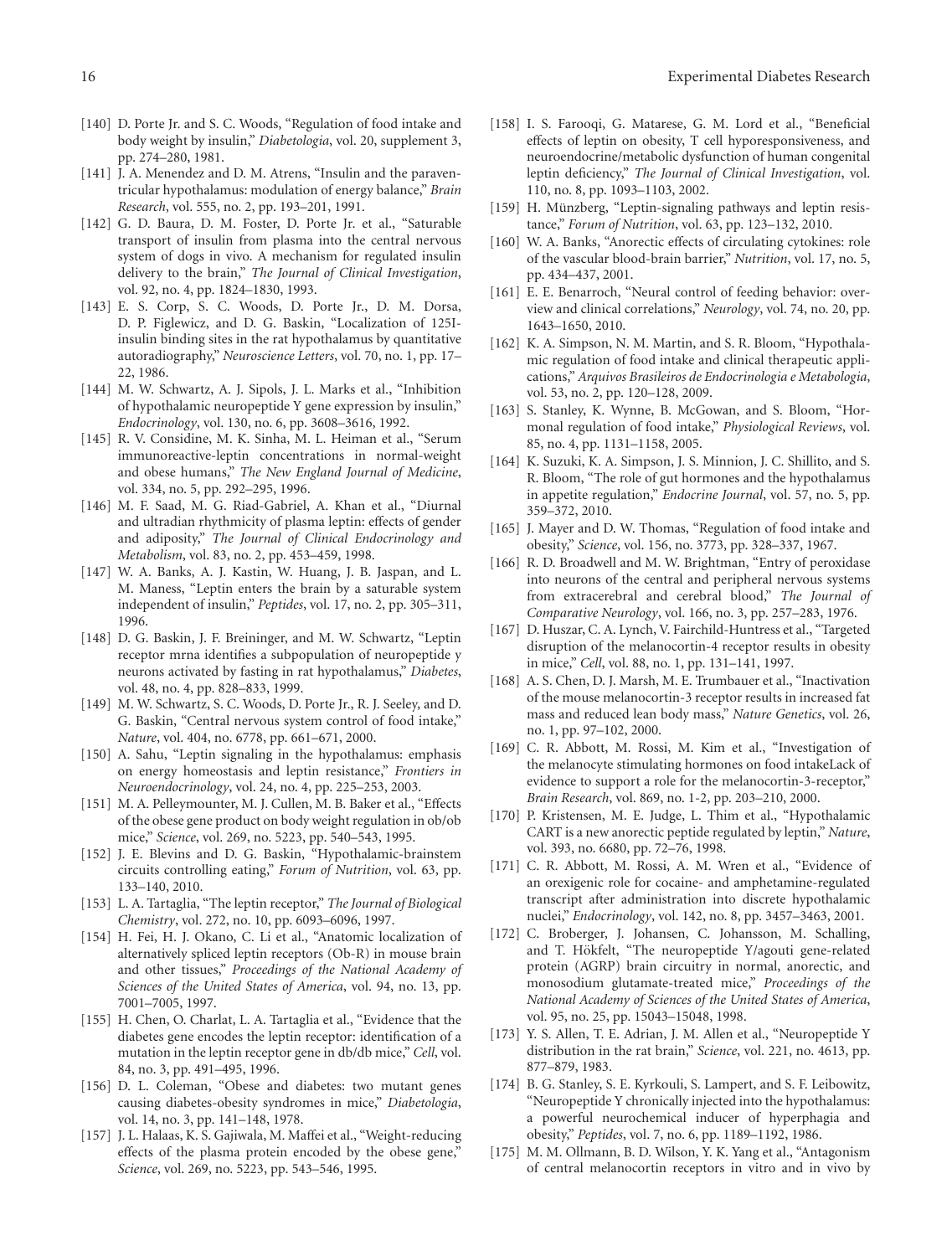[140] D. Porte Jr. and S. C. Woods, "Regulation of food intake and body weight by insulin," *Diabetologia*, vol. 20, supplement 3, pp. 274–280, 1981.

[141] J. A. Menendez and D. M. Atrens, "Insulin and the paraventricular hypothalamus: modulation of energy balance," *Brain Research*, vol. 555, no. 2, pp. 193–201, 1991.

[142] G. D. Baura, D. M. Foster, D. Porte Jr. et al., "Saturable transport of insulin from plasma into the central nervous system of dogs in vivo. A mechanism for regulated insulin delivery to the brain," *The Journal of Clinical Investigation*, vol. 92, no. 4, pp. 1824–1830, 1993.

[143] E. S. Corp, S. C. Woods, D. Porte Jr., D. M. Dorsa, D. P. Figlewicz, and D. G. Baskin, "Localization of 125I-insulin binding sites in the rat hypothalamus by quantitative autoradiography," *Neuroscience Letters*, vol. 70, no. 1, pp. 17–22, 1986.

[144] M. W. Schwartz, A. J. Sipols, J. L. Marks et al., "Inhibition of hypothalamic neuropeptide Y gene expression by insulin," *Endocrinology*, vol. 130, no. 6, pp. 3608–3616, 1992.

[145] R. V. Considine, M. K. Sinha, M. L. Heiman et al., "Serum immunoreactive-leptin concentrations in normal-weight and obese humans," *The New England Journal of Medicine*, vol. 334, no. 5, pp. 292–295, 1996.

[146] M. F. Saad, M. G. Riad-Gabriel, A. Khan et al., "Diurnal and ultradian rhythmicity of plasma leptin: effects of gender and adiposity," *The Journal of Clinical Endocrinology and Metabolism*, vol. 83, no. 2, pp. 453–459, 1998.

[147] W. A. Banks, A. J. Kastin, W. Huang, J. B. Jaspan, and L. M. Maness, "Leptin enters the brain by a saturable system independent of insulin," *Peptides*, vol. 17, no. 2, pp. 305–311, 1996.

[148] D. G. Baskin, J. F. Breininger, and M. W. Schwartz, "Leptin receptor mrna identifies a subpopulation of neuropeptide y neurons activated by fasting in rat hypothalamus," *Diabetes*, vol. 48, no. 4, pp. 828–833, 1999.

[149] M. W. Schwartz, S. C. Woods, D. Porte Jr., R. J. Seeley, and D. G. Baskin, "Central nervous system control of food intake," *Nature*, vol. 404, no. 6778, pp. 661–671, 2000.

[150] A. Sahu, "Leptin signaling in the hypothalamus: emphasis on energy homeostasis and leptin resistance," *Frontiers in Neuroendocrinology*, vol. 24, no. 4, pp. 225–253, 2003.

[151] M. A. Pelleymounter, M. J. Cullen, M. B. Baker et al., "Effects of the obese gene product on body weight regulation in ob/ob mice," *Science*, vol. 269, no. 5223, pp. 540–543, 1995.

[152] J. E. Blevins and D. G. Baskin, "Hypothalamic-brainstem circuits controlling eating," *Forum of Nutrition*, vol. 63, pp. 133–140, 2010.

[153] L. A. Tartaglia, "The leptin receptor," *The Journal of Biological Chemistry*, vol. 272, no. 10, pp. 6093–6096, 1997.

[154] H. Fei, H. J. Okano, C. Li et al., "Anatomic localization of alternatively spliced leptin receptors (Ob-R) in mouse brain and other tissues," *Proceedings of the National Academy of Sciences of the United States of America*, vol. 94, no. 13, pp. 7001–7005, 1997.

[155] H. Chen, O. Charlat, L. A. Tartaglia et al., "Evidence that the diabetes gene encodes the leptin receptor: identification of a mutation in the leptin receptor gene in db/db mice," *Cell*, vol. 84, no. 3, pp. 491–495, 1996.

[156] D. L. Coleman, "Obese and diabetes: two mutant genes causing diabetes-obesity syndromes in mice," *Diabetologia*, vol. 14, no. 3, pp. 141–148, 1978.

[157] J. L. Halaas, K. S. Gajiwala, M. Maffei et al., "Weight-reducing effects of the plasma protein encoded by the obese gene," *Science*, vol. 269, no. 5223, pp. 543–546, 1995.

[158] I. S. Farooqi, G. Matarese, G. M. Lord et al., "Beneficial effects of leptin on obesity, T cell hyporesponsiveness, and neuroendocrine/metabolic dysfunction of human congenital leptin deficiency," *The Journal of Clinical Investigation*, vol. 110, no. 8, pp. 1093–1103, 2002.

[159] H. Münzberg, "Leptin-signaling pathways and leptin resistance," *Forum of Nutrition*, vol. 63, pp. 123–132, 2010.

[160] W. A. Banks, "Anorectic effects of circulating cytokines: role of the vascular blood-brain barrier," *Nutrition*, vol. 17, no. 5, pp. 434–437, 2001.

[161] E. E. Benarroch, "Neural control of feeding behavior: overview and clinical correlations," *Neurology*, vol. 74, no. 20, pp. 1643–1650, 2010.

[162] K. A. Simpson, N. M. Martin, and S. R. Bloom, "Hypothalamic regulation of food intake and clinical therapeutic applications," *Arquivos Brasileiros de Endocrinologia e Metabologia*, vol. 53, no. 2, pp. 120–128, 2009.

[163] S. Stanley, K. Wynne, B. McGowan, and S. Bloom, "Hormonal regulation of food intake," *Physiological Reviews*, vol. 85, no. 4, pp. 1131–1158, 2005.

[164] K. Suzuki, K. A. Simpson, J. S. Minnion, J. C. Shillito, and S. R. Bloom, "The role of gut hormones and the hypothalamus in appetite regulation," *Endocrine Journal*, vol. 57, no. 5, pp. 359–372, 2010.

[165] J. Mayer and D. W. Thomas, "Regulation of food intake and obesity," *Science*, vol. 156, no. 3773, pp. 328–337, 1967.

[166] R. D. Broadwell and M. W. Brightman, "Entry of peroxidase into neurons of the central and peripheral nervous systems from extracerebral and cerebral blood," *The Journal of Comparative Neurology*, vol. 166, no. 3, pp. 257–283, 1976.

[167] D. Huszar, C. A. Lynch, V. Fairchild-Huntress et al., "Targeted disruption of the melanocortin-4 receptor results in obesity in mice," *Cell*, vol. 88, no. 1, pp. 131–141, 1997.

[168] A. S. Chen, D. J. Marsh, M. E. Trumbauer et al., "Inactivation of the mouse melanocortin-3 receptor results in increased fat mass and reduced lean body mass," *Nature Genetics*, vol. 26, no. 1, pp. 97–102, 2000.

[169] C. R. Abbott, M. Rossi, M. Kim et al., "Investigation of the melanocyte stimulating hormones on food intakeLack of evidence to support a role for the melanocortin-3-receptor," *Brain Research*, vol. 869, no. 1-2, pp. 203–210, 2000.

[170] P. Kristensen, M. E. Judge, L. Thim et al., "Hypothalamic CART is a new anorectic peptide regulated by leptin," *Nature*, vol. 393, no. 6680, pp. 72–76, 1998.

[171] C. R. Abbott, M. Rossi, A. M. Wren et al., "Evidence of an orexigenic role for cocaine- and amphetamine-regulated transcript after administration into discrete hypothalamic nuclei," *Endocrinology*, vol. 142, no. 8, pp. 3457–3463, 2001.

[172] C. Broberger, J. Johansen, C. Johansson, M. Schalling, and T. Hökfelt, "The neuropeptide Y/agouti gene-related protein (AGRP) brain circuitry in normal, anorectic, and monosodium glutamate-treated mice," *Proceedings of the National Academy of Sciences of the United States of America*, vol. 95, no. 25, pp. 15043–15048, 1998.

[173] Y. S. Allen, T. E. Adrian, J. M. Allen et al., "Neuropeptide Y distribution in the rat brain," *Science*, vol. 221, no. 4613, pp. 877–879, 1983.

[174] B. G. Stanley, S. E. Kyrkouli, S. Lampert, and S. F. Leibowitz, "Neuropeptide Y chronically injected into the hypothalamus: a powerful neurochemical inducer of hyperphagia and obesity," *Peptides*, vol. 7, no. 6, pp. 1189–1192, 1986.

[175] M. M. Ollmann, B. D. Wilson, Y. K. Yang et al., "Antagonism of central melanocortin receptors in vitro and in vivo by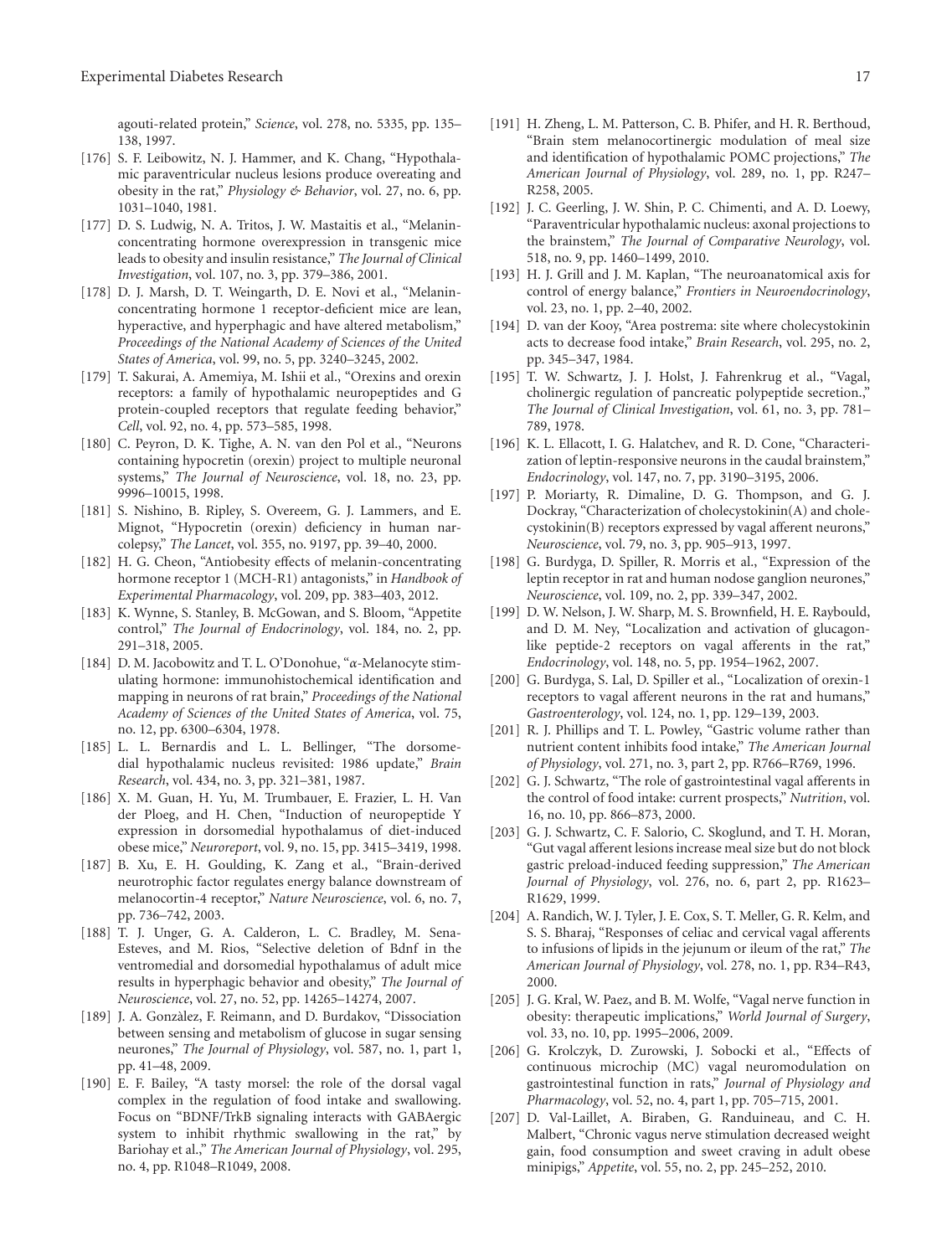agouti-related protein," *Science*, vol. 278, no. 5335, pp. 135–138, 1997.

- [176] S. F. Leibowitz, N. J. Hammer, and K. Chang, "Hypothalamic paraventricular nucleus lesions produce overeating and obesity in the rat," *Physiology & Behavior*, vol. 27, no. 6, pp. 1031–1040, 1981.
- [177] D. S. Ludwig, N. A. Tritos, J. W. Mastaitis et al., "Melanin-concentrating hormone overexpression in transgenic mice leads to obesity and insulin resistance," *The Journal of Clinical Investigation*, vol. 107, no. 3, pp. 379–386, 2001.
- [178] D. J. Marsh, D. T. Weingarth, D. E. Novi et al., "Melanin-concentrating hormone 1 receptor-deficient mice are lean, hyperactive, and hyperphagic and have altered metabolism," *Proceedings of the National Academy of Sciences of the United States of America*, vol. 99, no. 5, pp. 3240–3245, 2002.
- [179] T. Sakurai, A. Amemiya, M. Ishii et al., "Orexins and orexin receptors: a family of hypothalamic neuropeptides and G protein-coupled receptors that regulate feeding behavior," *Cell*, vol. 92, no. 4, pp. 573–585, 1998.
- [180] C. Peyron, D. K. Tighe, A. N. van den Pol et al., "Neurons containing hypocretin (orexin) project to multiple neuronal systems," *The Journal of Neuroscience*, vol. 18, no. 23, pp. 9996–10015, 1998.
- [181] S. Nishino, B. Ripley, S. Overeem, G. J. Lammers, and E. Mignot, "Hypocretin (orexin) deficiency in human narcolepsy," *The Lancet*, vol. 355, no. 9197, pp. 39–40, 2000.
- [182] H. G. Cheon, "Antiobesity effects of melanin-concentrating hormone receptor 1 (MCH-R1) antagonists," in *Handbook of Experimental Pharmacology*, vol. 209, pp. 383–403, 2012.
- [183] K. Wynne, S. Stanley, B. McGowan, and S. Bloom, "Appetite control," *The Journal of Endocrinology*, vol. 184, no. 2, pp. 291–318, 2005.
- [184] D. M. Jacobowitz and T. L. O'Donohue, "α-Melanocyte stimulating hormone: immunohistochemical identification and mapping in neurons of rat brain," *Proceedings of the National Academy of Sciences of the United States of America*, vol. 75, no. 12, pp. 6300–6304, 1978.
- [185] L. L. Bernardis and L. L. Bellinger, "The dorsomedial hypothalamic nucleus revisited: 1986 update," *Brain Research*, vol. 434, no. 3, pp. 321–381, 1987.
- [186] X. M. Guan, H. Yu, M. Trumbauer, E. Frazier, L. H. Van der Ploeg, and H. Chen, "Induction of neuropeptide Y expression in dorsomedial hypothalamus of diet-induced obese mice," *Neuroreport*, vol. 9, no. 15, pp. 3415–3419, 1998.
- [187] B. Xu, E. H. Goulding, K. Zang et al., "Brain-derived neurotrophic factor regulates energy balance downstream of melanocortin-4 receptor," *Nature Neuroscience*, vol. 6, no. 7, pp. 736–742, 2003.
- [188] T. J. Unger, G. A. Calderon, L. C. Bradley, M. Sena-Esteves, and M. Rios, "Selective deletion of Bdnf in the ventromedial and dorsomedial hypothalamus of adult mice results in hyperphagic behavior and obesity," *The Journal of Neuroscience*, vol. 27, no. 52, pp. 14265–14274, 2007.
- [189] J. A. Gonzàlez, F. Reimann, and D. Burdakov, "Dissociation between sensing and metabolism of glucose in sugar sensing neurones," *The Journal of Physiology*, vol. 587, no. 1, part 1, pp. 41–48, 2009.
- [190] E. F. Bailey, "A tasty morsel: the role of the dorsal vagal complex in the regulation of food intake and swallowing. Focus on "BDNF/TrkB signaling interacts with GABAergic system to inhibit rhythmic swallowing in the rat," by Bariohay et al.," *The American Journal of Physiology*, vol. 295, no. 4, pp. R1048–R1049, 2008.
- [191] H. Zheng, L. M. Patterson, C. B. Phifer, and H. R. Berthoud, "Brain stem melanocortinergic modulation of meal size and identification of hypothalamic POMC projections," *The American Journal of Physiology*, vol. 289, no. 1, pp. R247–R258, 2005.
- [192] J. C. Geerling, J. W. Shin, P. C. Chimenti, and A. D. Loewy, "Paraventricular hypothalamic nucleus: axonal projections to the brainstem," *The Journal of Comparative Neurology*, vol. 518, no. 9, pp. 1460–1499, 2010.
- [193] H. J. Grill and J. M. Kaplan, "The neuroanatomical axis for control of energy balance," *Frontiers in Neuroendocrinology*, vol. 23, no. 1, pp. 2–40, 2002.
- [194] D. van der Kooy, "Area postrema: site where cholecystokinin acts to decrease food intake," *Brain Research*, vol. 295, no. 2, pp. 345–347, 1984.
- [195] T. W. Schwartz, J. J. Holst, J. Fahrenkrug et al., "Vagal, cholinergic regulation of pancreatic polypeptide secretion.," *The Journal of Clinical Investigation*, vol. 61, no. 3, pp. 781–789, 1978.
- [196] K. L. Ellacott, I. G. Halatchev, and R. D. Cone, "Characterization of leptin-responsive neurons in the caudal brainstem," *Endocrinology*, vol. 147, no. 7, pp. 3190–3195, 2006.
- [197] P. Moriarty, R. Dimaline, D. G. Thompson, and G. J. Dockray, "Characterization of cholecystokinin(A) and cholecystokinin(B) receptors expressed by vagal afferent neurons," *Neuroscience*, vol. 79, no. 3, pp. 905–913, 1997.
- [198] G. Burdyga, D. Spiller, R. Morris et al., "Expression of the leptin receptor in rat and human nodose ganglion neurones," *Neuroscience*, vol. 109, no. 2, pp. 339–347, 2002.
- [199] D. W. Nelson, J. W. Sharp, M. S. Brownfield, H. E. Raybould, and D. M. Ney, "Localization and activation of glucagon-like peptide-2 receptors on vagal afferents in the rat," *Endocrinology*, vol. 148, no. 5, pp. 1954–1962, 2007.
- [200] G. Burdyga, S. Lal, D. Spiller et al., "Localization of orexin-1 receptors to vagal afferent neurons in the rat and humans," *Gastroenterology*, vol. 124, no. 1, pp. 129–139, 2003.
- [201] R. J. Phillips and T. L. Powley, "Gastric volume rather than nutrient content inhibits food intake," *The American Journal of Physiology*, vol. 271, no. 3, part 2, pp. R766–R769, 1996.
- [202] G. J. Schwartz, "The role of gastrointestinal vagal afferents in the control of food intake: current prospects," *Nutrition*, vol. 16, no. 10, pp. 866–873, 2000.
- [203] G. J. Schwartz, C. F. Salorio, C. Skoglund, and T. H. Moran, "Gut vagal afferent lesions increase meal size but do not block gastric preload-induced feeding suppression," *The American Journal of Physiology*, vol. 276, no. 6, part 2, pp. R1623–R1629, 1999.
- [204] A. Randich, W. J. Tyler, J. E. Cox, S. T. Meller, G. R. Kelm, and S. S. Bharaj, "Responses of celiac and cervical vagal afferents to infusions of lipids in the jejunum or ileum of the rat," *The American Journal of Physiology*, vol. 278, no. 1, pp. R34–R43, 2000.
- [205] J. G. Kral, W. Paez, and B. M. Wolfe, "Vagal nerve function in obesity: therapeutic implications," *World Journal of Surgery*, vol. 33, no. 10, pp. 1995–2006, 2009.
- [206] G. Krolczyk, D. Zurowski, J. Sobocki et al., "Effects of continuous microchip (MC) vagal neuromodulation on gastrointestinal function in rats," *Journal of Physiology and Pharmacology*, vol. 52, no. 4, part 1, pp. 705–715, 2001.
- [207] D. Val-Laillet, A. Biraben, G. Randuineau, and C. H. Malbert, "Chronic vagus nerve stimulation decreased weight gain, food consumption and sweet craving in adult obese minipigs," *Appetite*, vol. 55, no. 2, pp. 245–252, 2010.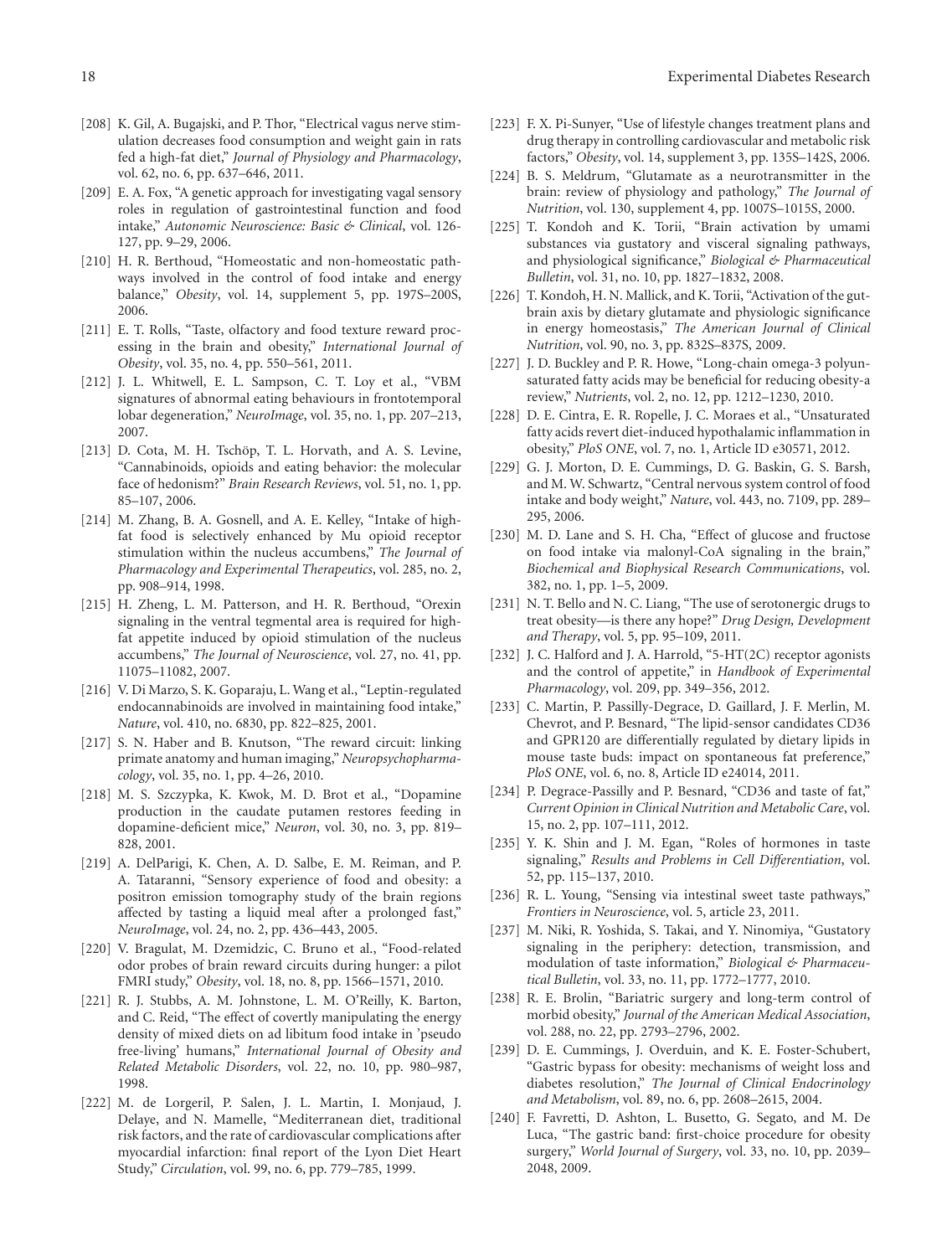[208] K. Gil, A. Bugajski, and P. Thor, "Electrical vagus nerve stimulation decreases food consumption and weight gain in rats fed a high-fat diet," *Journal of Physiology and Pharmacology*, vol. 62, no. 6, pp. 637–646, 2011.

[209] E. A. Fox, "A genetic approach for investigating vagal sensory roles in regulation of gastrointestinal function and food intake," *Autonomic Neuroscience: Basic & Clinical*, vol. 126-127, pp. 9–29, 2006.

[210] H. R. Berthoud, "Homeostatic and non-homeostatic pathways involved in the control of food intake and energy balance," *Obesity*, vol. 14, supplement 5, pp. 197S–200S, 2006.

[211] E. T. Rolls, "Taste, olfactory and food texture reward processing in the brain and obesity," *International Journal of Obesity*, vol. 35, no. 4, pp. 550–561, 2011.

[212] J. L. Whitwell, E. L. Sampson, C. T. Loy et al., "VBM signatures of abnormal eating behaviours in frontotemporal lobar degeneration," *NeuroImage*, vol. 35, no. 1, pp. 207–213, 2007.

[213] D. Cota, M. H. Tschöp, T. L. Horvath, and A. S. Levine, "Cannabinoids, opioids and eating behavior: the molecular face of hedonism?" *Brain Research Reviews*, vol. 51, no. 1, pp. 85–107, 2006.

[214] M. Zhang, B. A. Gosnell, and A. E. Kelley, "Intake of high-fat food is selectively enhanced by Mu opioid receptor stimulation within the nucleus accumbens," *The Journal of Pharmacology and Experimental Therapeutics*, vol. 285, no. 2, pp. 908–914, 1998.

[215] H. Zheng, L. M. Patterson, and H. R. Berthoud, "Orexin signaling in the ventral tegmental area is required for high-fat appetite induced by opioid stimulation of the nucleus accumbens," *The Journal of Neuroscience*, vol. 27, no. 41, pp. 11075–11082, 2007.

[216] V. Di Marzo, S. K. Goparaju, L. Wang et al., "Leptin-regulated endocannabinoids are involved in maintaining food intake," *Nature*, vol. 410, no. 6830, pp. 822–825, 2001.

[217] S. N. Haber and B. Knutson, "The reward circuit: linking primate anatomy and human imaging," *Neuropsychopharmacology*, vol. 35, no. 1, pp. 4–26, 2010.

[218] M. S. Szczypka, K. Kwok, M. D. Brot et al., "Dopamine production in the caudate putamen restores feeding in dopamine-deficient mice," *Neuron*, vol. 30, no. 3, pp. 819–828, 2001.

[219] A. DelParigi, K. Chen, A. D. Salbe, E. M. Reiman, and P. A. Tataranni, "Sensory experience of food and obesity: a positron emission tomography study of the brain regions affected by tasting a liquid meal after a prolonged fast," *NeuroImage*, vol. 24, no. 2, pp. 436–443, 2005.

[220] V. Bragulat, M. Dzemidzic, C. Bruno et al., "Food-related odor probes of brain reward circuits during hunger: a pilot FMRI study," *Obesity*, vol. 18, no. 8, pp. 1566–1571, 2010.

[221] R. J. Stubbs, A. M. Johnstone, L. M. O'Reilly, K. Barton, and C. Reid, "The effect of covertly manipulating the energy density of mixed diets on ad libitum food intake in 'pseudo free-living' humans," *International Journal of Obesity and Related Metabolic Disorders*, vol. 22, no. 10, pp. 980–987, 1998.

[222] M. de Lorgeril, P. Salen, J. L. Martin, I. Monjaud, J. Delaye, and N. Mamelle, "Mediterranean diet, traditional risk factors, and the rate of cardiovascular complications after myocardial infarction: final report of the Lyon Diet Heart Study," *Circulation*, vol. 99, no. 6, pp. 779–785, 1999.

[223] F. X. Pi-Sunyer, "Use of lifestyle changes treatment plans and drug therapy in controlling cardiovascular and metabolic risk factors," *Obesity*, vol. 14, supplement 3, pp. 135S–142S, 2006.

[224] B. S. Meldrum, "Glutamate as a neurotransmitter in the brain: review of physiology and pathology," *The Journal of Nutrition*, vol. 130, supplement 4, pp. 1007S–1015S, 2000.

[225] T. Kondoh and K. Torii, "Brain activation by umami substances via gustatory and visceral signaling pathways, and physiological significance," *Biological & Pharmaceutical Bulletin*, vol. 31, no. 10, pp. 1827–1832, 2008.

[226] T. Kondoh, H. N. Mallick, and K. Torii, "Activation of the gut-brain axis by dietary glutamate and physiologic significance in energy homeostasis," *The American Journal of Clinical Nutrition*, vol. 90, no. 3, pp. 832S–837S, 2009.

[227] J. D. Buckley and P. R. Howe, "Long-chain omega-3 polyunsaturated fatty acids may be beneficial for reducing obesity-a review," *Nutrients*, vol. 2, no. 12, pp. 1212–1230, 2010.

[228] D. E. Cintra, E. R. Ropelle, J. C. Moraes et al., "Unsaturated fatty acids revert diet-induced hypothalamic inflammation in obesity," *PloS ONE*, vol. 7, no. 1, Article ID e30571, 2012.

[229] G. J. Morton, D. E. Cummings, D. G. Baskin, G. S. Barsh, and M. W. Schwartz, "Central nervous system control of food intake and body weight," *Nature*, vol. 443, no. 7109, pp. 289–295, 2006.

[230] M. D. Lane and S. H. Cha, "Effect of glucose and fructose on food intake via malonyl-CoA signaling in the brain," *Biochemical and Biophysical Research Communications*, vol. 382, no. 1, pp. 1–5, 2009.

[231] N. T. Bello and N. C. Liang, "The use of serotonergic drugs to treat obesity—is there any hope?" *Drug Design, Development and Therapy*, vol. 5, pp. 95–109, 2011.

[232] J. C. Halford and J. A. Harrold, "5-HT(2C) receptor agonists and the control of appetite," in *Handbook of Experimental Pharmacology*, vol. 209, pp. 349–356, 2012.

[233] C. Martin, P. Passilly-Degrace, D. Gaillard, J. F. Merlin, M. Chevrot, and P. Besnard, "The lipid-sensor candidates CD36 and GPR120 are differentially regulated by dietary lipids in mouse taste buds: impact on spontaneous fat preference," *PloS ONE*, vol. 6, no. 8, Article ID e24014, 2011.

[234] P. Degrace-Passilly and P. Besnard, "CD36 and taste of fat," *Current Opinion in Clinical Nutrition and Metabolic Care*, vol. 15, no. 2, pp. 107–111, 2012.

[235] Y. K. Shin and J. M. Egan, "Roles of hormones in taste signaling," *Results and Problems in Cell Differentiation*, vol. 52, pp. 115–137, 2010.

[236] R. L. Young, "Sensing via intestinal sweet taste pathways," *Frontiers in Neuroscience*, vol. 5, article 23, 2011.

[237] M. Niki, R. Yoshida, S. Takai, and Y. Ninomiya, "Gustatory signaling in the periphery: detection, transmission, and modulation of taste information," *Biological & Pharmaceutical Bulletin*, vol. 33, no. 11, pp. 1772–1777, 2010.

[238] R. E. Brolin, "Bariatric surgery and long-term control of morbid obesity," *Journal of the American Medical Association*, vol. 288, no. 22, pp. 2793–2796, 2002.

[239] D. E. Cummings, J. Overduin, and K. E. Foster-Schubert, "Gastric bypass for obesity: mechanisms of weight loss and diabetes resolution," *The Journal of Clinical Endocrinology and Metabolism*, vol. 89, no. 6, pp. 2608–2615, 2004.

[240] F. Favretti, D. Ashton, L. Busetto, G. Segato, and M. De Luca, "The gastric band: first-choice procedure for obesity surgery," *World Journal of Surgery*, vol. 33, no. 10, pp. 2039–2048, 2009.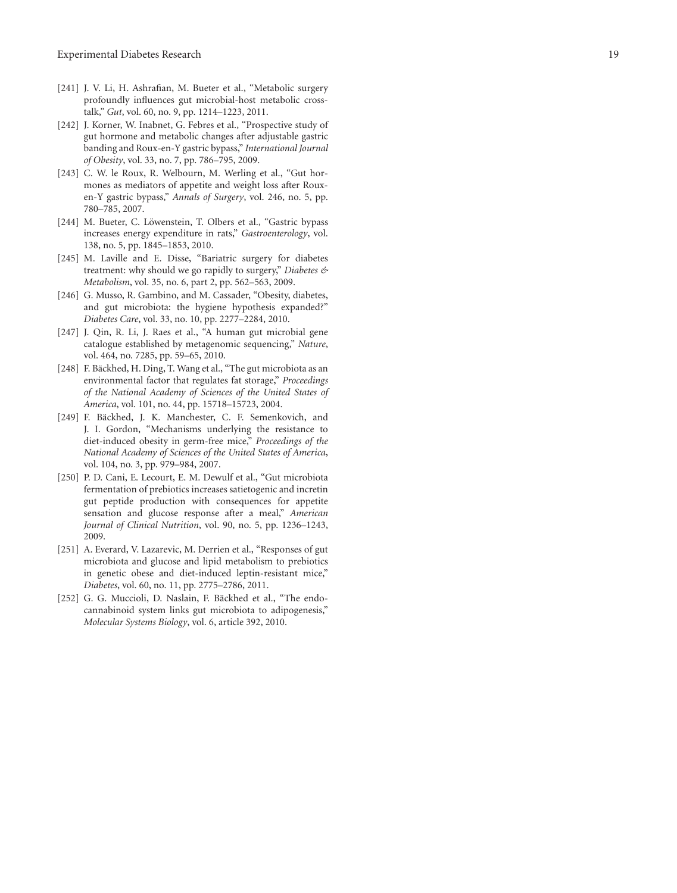[241] J. V. Li, H. Ashrafian, M. Bueter et al., "Metabolic surgery profoundly influences gut microbial-host metabolic cross-talk," *Gut*, vol. 60, no. 9, pp. 1214–1223, 2011.

[242] J. Korner, W. Inabnet, G. Febres et al., "Prospective study of gut hormone and metabolic changes after adjustable gastric banding and Roux-en-Y gastric bypass," *International Journal of Obesity*, vol. 33, no. 7, pp. 786–795, 2009.

[243] C. W. le Roux, R. Welbourn, M. Werling et al., "Gut hormones as mediators of appetite and weight loss after Roux-en-Y gastric bypass," *Annals of Surgery*, vol. 246, no. 5, pp. 780–785, 2007.

[244] M. Bueter, C. Löwenstein, T. Olbers et al., "Gastric bypass increases energy expenditure in rats," *Gastroenterology*, vol. 138, no. 5, pp. 1845–1853, 2010.

[245] M. Laville and E. Disse, "Bariatric surgery for diabetes treatment: why should we go rapidly to surgery," *Diabetes & Metabolism*, vol. 35, no. 6, part 2, pp. 562–563, 2009.

[246] G. Musso, R. Gambino, and M. Cassader, "Obesity, diabetes, and gut microbiota: the hygiene hypothesis expanded?" *Diabetes Care*, vol. 33, no. 10, pp. 2277–2284, 2010.

[247] J. Qin, R. Li, J. Raes et al., "A human gut microbial gene catalogue established by metagenomic sequencing," *Nature*, vol. 464, no. 7285, pp. 59–65, 2010.

[248] F. Bäckhed, H. Ding, T. Wang et al., "The gut microbiota as an environmental factor that regulates fat storage," *Proceedings of the National Academy of Sciences of the United States of America*, vol. 101, no. 44, pp. 15718–15723, 2004.

[249] F. Bäckhed, J. K. Manchester, C. F. Semenkovich, and J. I. Gordon, "Mechanisms underlying the resistance to diet-induced obesity in germ-free mice," *Proceedings of the National Academy of Sciences of the United States of America*, vol. 104, no. 3, pp. 979–984, 2007.

[250] P. D. Cani, E. Lecourt, E. M. Dewulf et al., "Gut microbiota fermentation of prebiotics increases satietogenic and incretin gut peptide production with consequences for appetite sensation and glucose response after a meal," *American Journal of Clinical Nutrition*, vol. 90, no. 5, pp. 1236–1243, 2009.

[251] A. Everard, V. Lazarevic, M. Derrien et al., "Responses of gut microbiota and glucose and lipid metabolism to prebiotics in genetic obese and diet-induced leptin-resistant mice," *Diabetes*, vol. 60, no. 11, pp. 2775–2786, 2011.

[252] G. G. Muccioli, D. Naslain, F. Bäckhed et al., "The endocannabinoid system links gut microbiota to adipogenesis," *Molecular Systems Biology*, vol. 6, article 392, 2010.